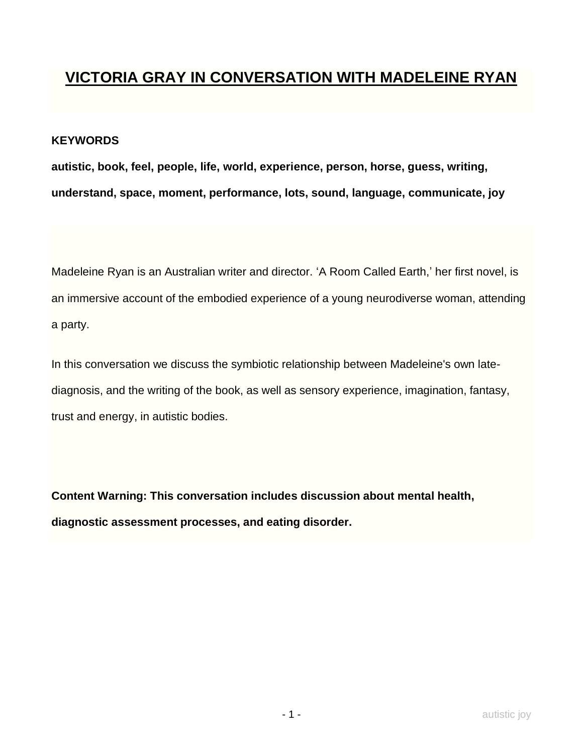# VICTORIA GRAY IN CONVERSATION WITH MADELEINE RYAN

**KEYWORDS**

**autistic, book, feel, people, life, world, experience, person, horse, guess, writing, understand, space, moment, performance, lots, sound, language, communicate, joy**

Madeleine Ryan is an Australian writer and director. 'A Room Called Earth,' her first novel, is an immersive account of the embodied experience of a young neurodiverse woman, attending a party.

In this conversation we discuss the symbiotic relationship between Madeleine's own late-diagnosis, and the writing of the book, as well as sensory experience, imagination, fantasy, trust and energy, in autistic bodies.

**Content Warning: This conversation includes discussion about mental health, diagnostic assessment processes, and eating disorder.**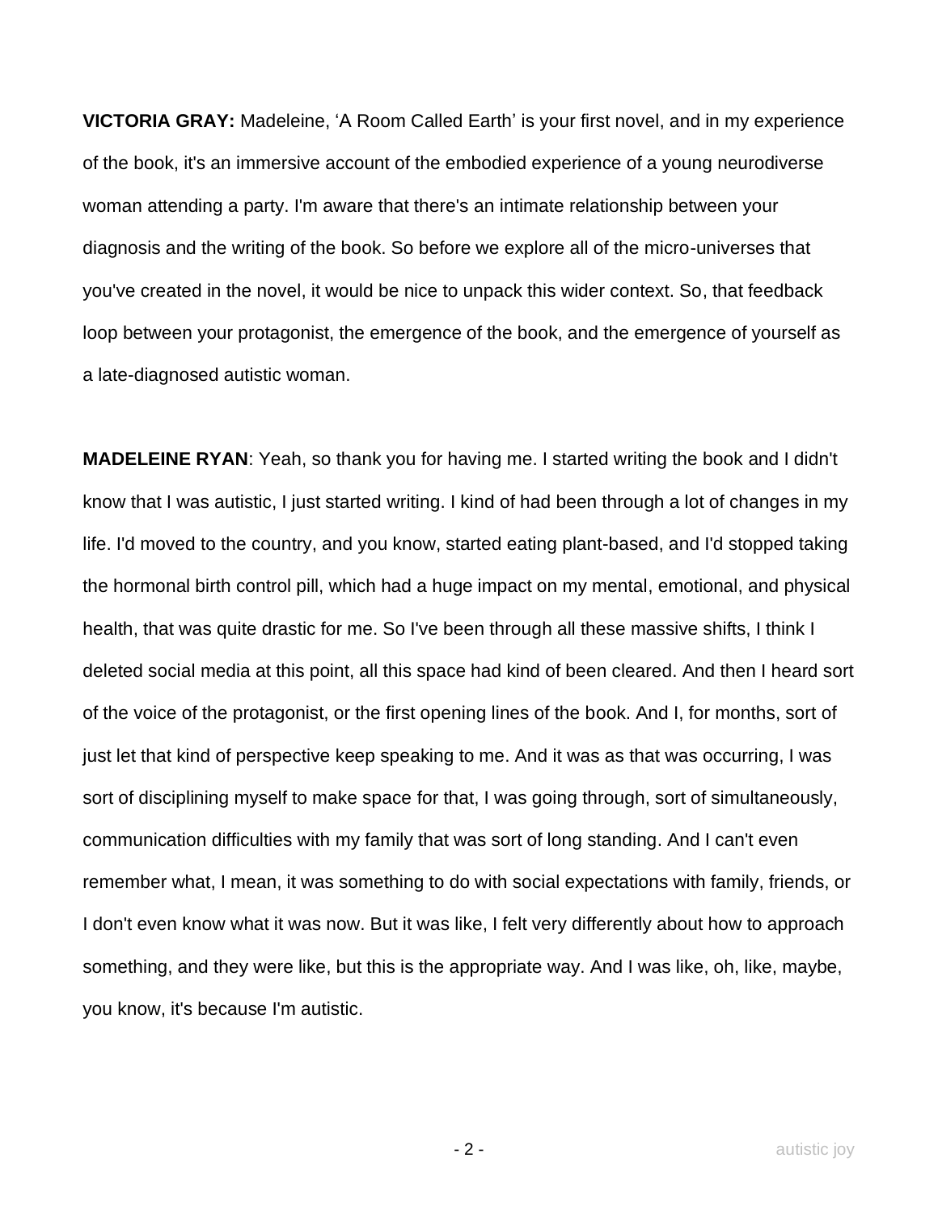**VICTORIA GRAY:** Madeleine, 'A Room Called Earth' is your first novel, and in my experience of the book, it's an immersive account of the embodied experience of a young neurodiverse woman attending a party. I'm aware that there's an intimate relationship between your diagnosis and the writing of the book. So before we explore all of the micro-universes that you've created in the novel, it would be nice to unpack this wider context. So, that feedback loop between your protagonist, the emergence of the book, and the emergence of yourself as a late-diagnosed autistic woman.

**MADELEINE RYAN**: Yeah, so thank you for having me. I started writing the book and I didn't know that I was autistic, I just started writing. I kind of had been through a lot of changes in my life. I'd moved to the country, and you know, started eating plant-based, and I'd stopped taking the hormonal birth control pill, which had a huge impact on my mental, emotional, and physical health, that was quite drastic for me. So I've been through all these massive shifts, I think I deleted social media at this point, all this space had kind of been cleared. And then I heard sort of the voice of the protagonist, or the first opening lines of the book. And I, for months, sort of just let that kind of perspective keep speaking to me. And it was as that was occurring, I was sort of disciplining myself to make space for that, I was going through, sort of simultaneously, communication difficulties with my family that was sort of long standing. And I can't even remember what, I mean, it was something to do with social expectations with family, friends, or I don't even know what it was now. But it was like, I felt very differently about how to approach something, and they were like, but this is the appropriate way. And I was like, oh, like, maybe, you know, it's because I'm autistic.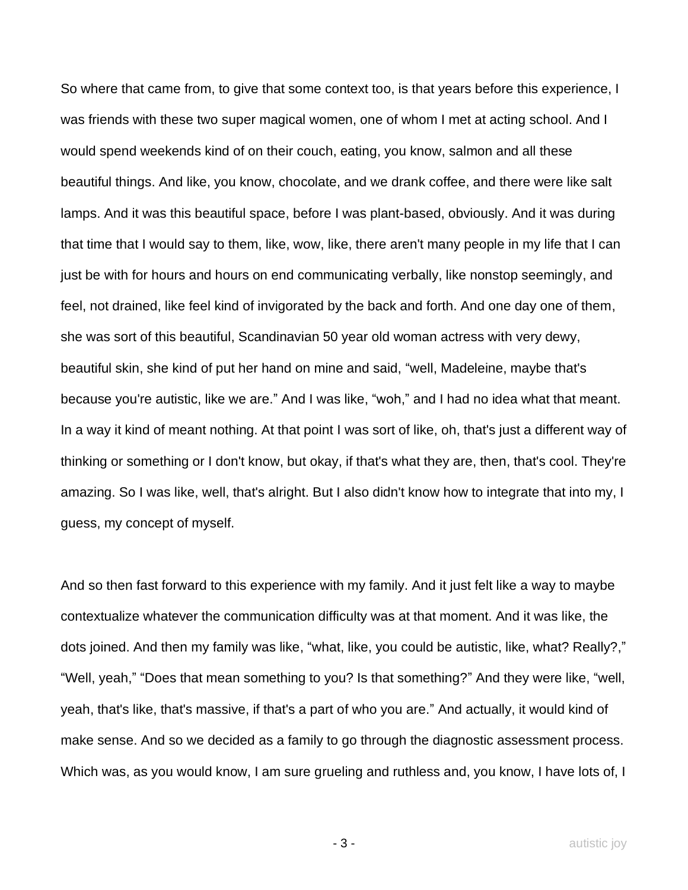So where that came from, to give that some context too, is that years before this experience, I was friends with these two super magical women, one of whom I met at acting school. And I would spend weekends kind of on their couch, eating, you know, salmon and all these beautiful things. And like, you know, chocolate, and we drank coffee, and there were like salt lamps. And it was this beautiful space, before I was plant-based, obviously. And it was during that time that I would say to them, like, wow, like, there aren't many people in my life that I can just be with for hours and hours on end communicating verbally, like nonstop seemingly, and feel, not drained, like feel kind of invigorated by the back and forth. And one day one of them, she was sort of this beautiful, Scandinavian 50 year old woman actress with very dewy, beautiful skin, she kind of put her hand on mine and said, “well, Madeleine, maybe that's because you're autistic, like we are.” And I was like, “woh,” and I had no idea what that meant. In a way it kind of meant nothing. At that point I was sort of like, oh, that's just a different way of thinking or something or I don't know, but okay, if that's what they are, then, that's cool. They're amazing. So I was like, well, that's alright. But I also didn't know how to integrate that into my, I guess, my concept of myself.

And so then fast forward to this experience with my family. And it just felt like a way to maybe contextualize whatever the communication difficulty was at that moment. And it was like, the dots joined. And then my family was like, “what, like, you could be autistic, like, what? Really?,” “Well, yeah,” “Does that mean something to you? Is that something?” And they were like, “well, yeah, that's like, that's massive, if that's a part of who you are.” And actually, it would kind of make sense. And so we decided as a family to go through the diagnostic assessment process. Which was, as you would know, I am sure grueling and ruthless and, you know, I have lots of, I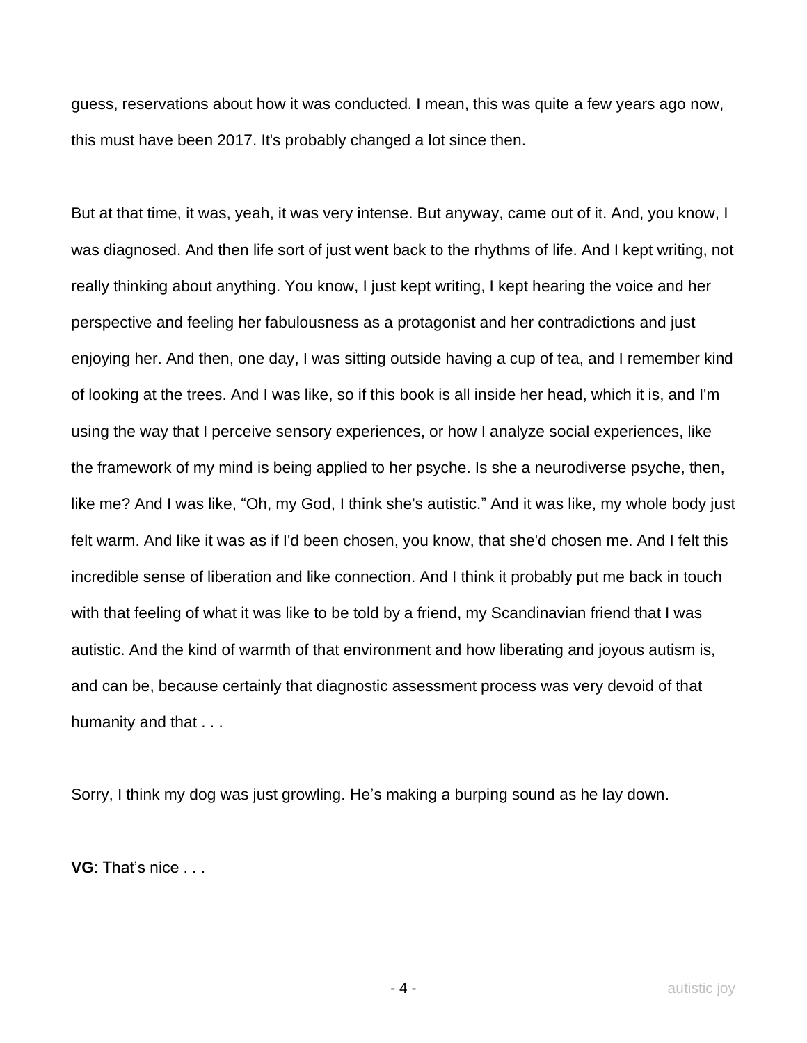guess, reservations about how it was conducted. I mean, this was quite a few years ago now, this must have been 2017. It's probably changed a lot since then.

But at that time, it was, yeah, it was very intense. But anyway, came out of it. And, you know, I was diagnosed. And then life sort of just went back to the rhythms of life. And I kept writing, not really thinking about anything. You know, I just kept writing, I kept hearing the voice and her perspective and feeling her fabulousness as a protagonist and her contradictions and just enjoying her. And then, one day, I was sitting outside having a cup of tea, and I remember kind of looking at the trees. And I was like, so if this book is all inside her head, which it is, and I'm using the way that I perceive sensory experiences, or how I analyze social experiences, like the framework of my mind is being applied to her psyche. Is she a neurodiverse psyche, then, like me? And I was like, "Oh, my God, I think she's autistic." And it was like, my whole body just felt warm. And like it was as if I'd been chosen, you know, that she'd chosen me. And I felt this incredible sense of liberation and like connection. And I think it probably put me back in touch with that feeling of what it was like to be told by a friend, my Scandinavian friend that I was autistic. And the kind of warmth of that environment and how liberating and joyous autism is, and can be, because certainly that diagnostic assessment process was very devoid of that humanity and that . . .

Sorry, I think my dog was just growling. He's making a burping sound as he lay down.

**VG**: That's nice . . .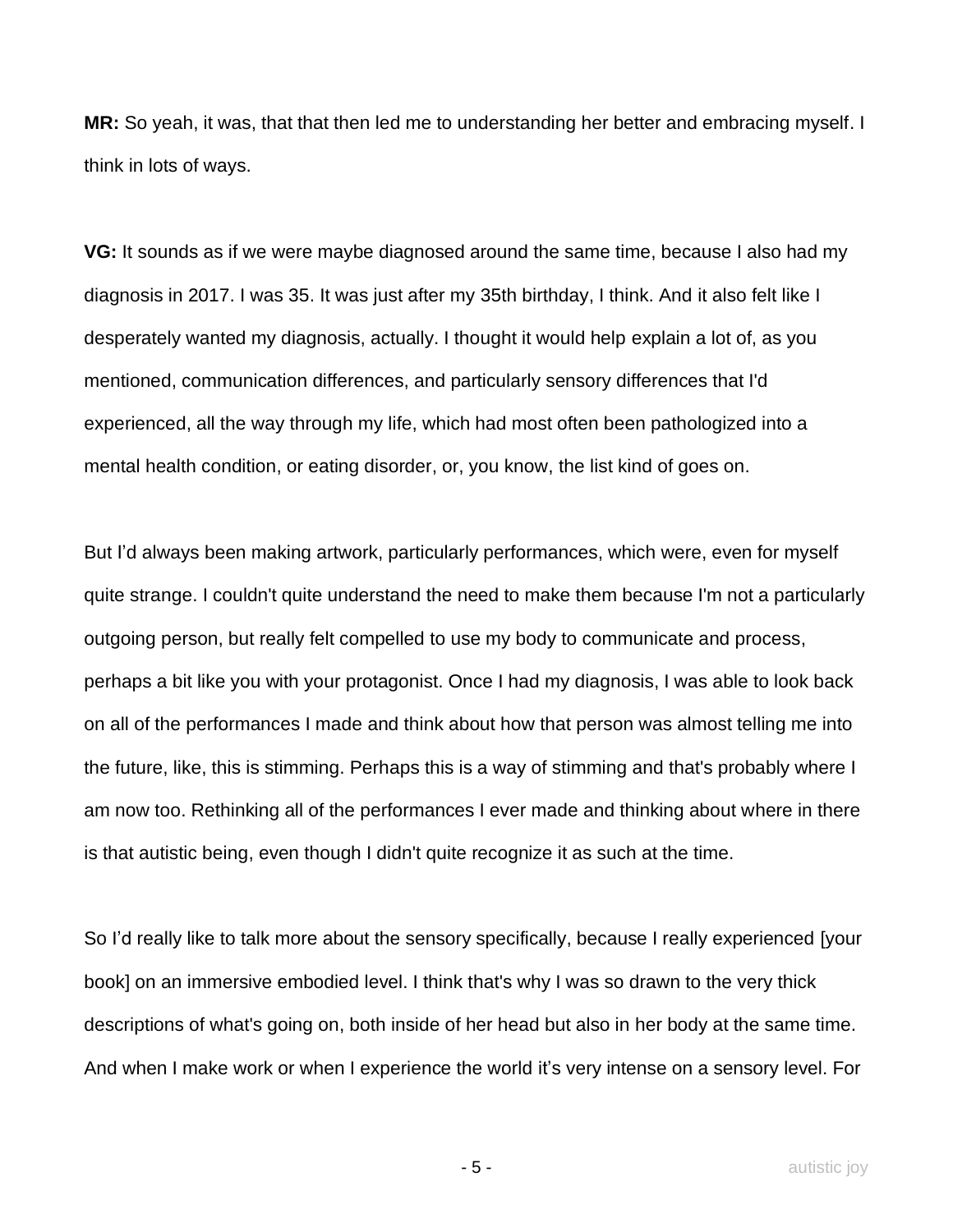**MR:** So yeah, it was, that that then led me to understanding her better and embracing myself. I think in lots of ways.

**VG:** It sounds as if we were maybe diagnosed around the same time, because I also had my diagnosis in 2017. I was 35. It was just after my 35th birthday, I think. And it also felt like I desperately wanted my diagnosis, actually. I thought it would help explain a lot of, as you mentioned, communication differences, and particularly sensory differences that I'd experienced, all the way through my life, which had most often been pathologized into a mental health condition, or eating disorder, or, you know, the list kind of goes on.

But I'd always been making artwork, particularly performances, which were, even for myself quite strange. I couldn't quite understand the need to make them because I'm not a particularly outgoing person, but really felt compelled to use my body to communicate and process, perhaps a bit like you with your protagonist. Once I had my diagnosis, I was able to look back on all of the performances I made and think about how that person was almost telling me into the future, like, this is stimming. Perhaps this is a way of stimming and that's probably where I am now too. Rethinking all of the performances I ever made and thinking about where in there is that autistic being, even though I didn't quite recognize it as such at the time.

So I'd really like to talk more about the sensory specifically, because I really experienced [your book] on an immersive embodied level. I think that's why I was so drawn to the very thick descriptions of what's going on, both inside of her head but also in her body at the same time. And when I make work or when I experience the world it's very intense on a sensory level. For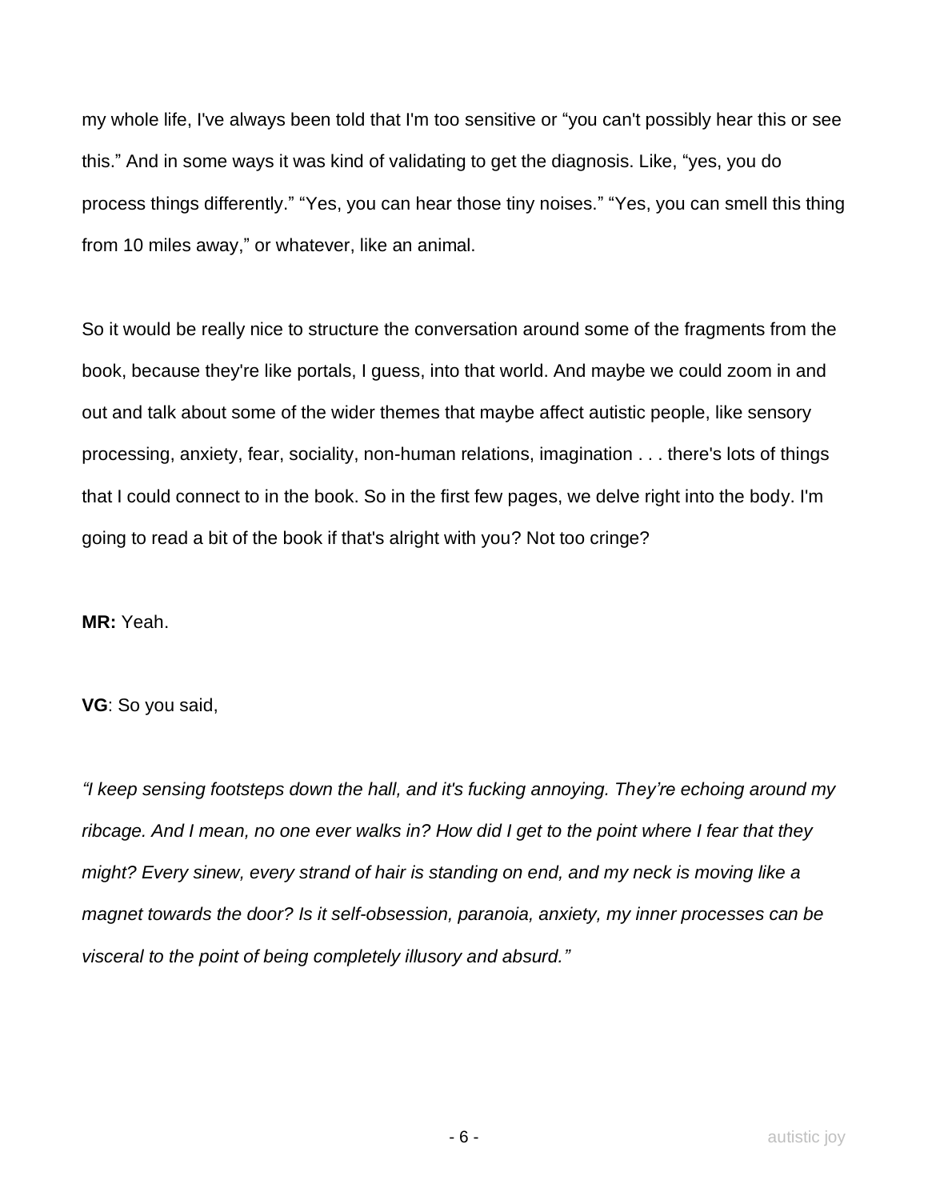my whole life, I've always been told that I'm too sensitive or “you can't possibly hear this or see this.” And in some ways it was kind of validating to get the diagnosis. Like, “yes, you do process things differently.” “Yes, you can hear those tiny noises.” “Yes, you can smell this thing from 10 miles away,” or whatever, like an animal.

So it would be really nice to structure the conversation around some of the fragments from the book, because they're like portals, I guess, into that world. And maybe we could zoom in and out and talk about some of the wider themes that maybe affect autistic people, like sensory processing, anxiety, fear, sociality, non-human relations, imagination . . . there's lots of things that I could connect to in the book. So in the first few pages, we delve right into the body. I'm going to read a bit of the book if that's alright with you? Not too cringe?

**MR:** Yeah.

**VG**: So you said,

*“I keep sensing footsteps down the hall, and it's fucking annoying. They’re echoing around my ribcage. And I mean, no one ever walks in? How did I get to the point where I fear that they might? Every sinew, every strand of hair is standing on end, and my neck is moving like a magnet towards the door? Is it self-obsession, paranoia, anxiety, my inner processes can be visceral to the point of being completely illusory and absurd.”*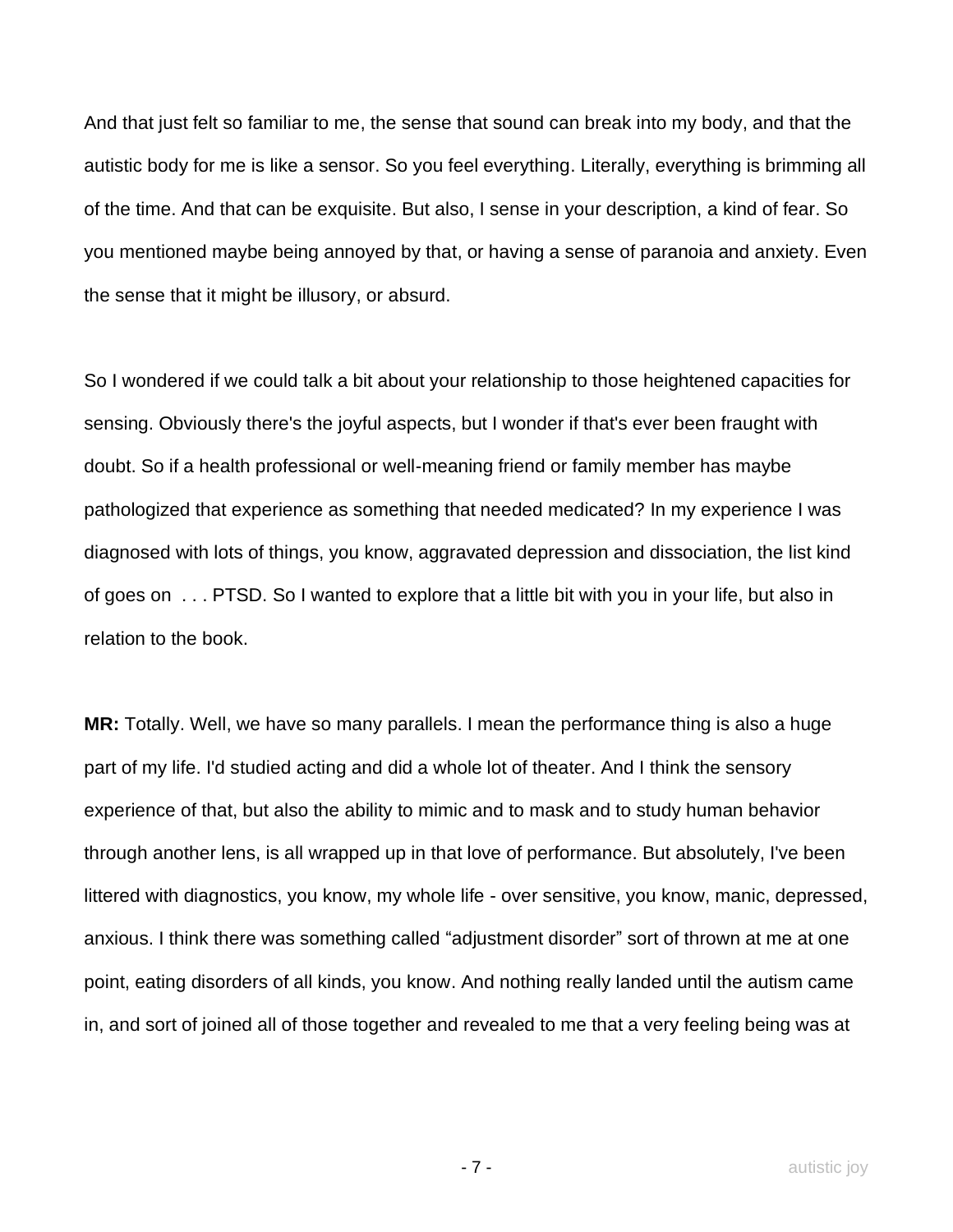And that just felt so familiar to me, the sense that sound can break into my body, and that the autistic body for me is like a sensor. So you feel everything. Literally, everything is brimming all of the time. And that can be exquisite. But also, I sense in your description, a kind of fear. So you mentioned maybe being annoyed by that, or having a sense of paranoia and anxiety. Even the sense that it might be illusory, or absurd.

So I wondered if we could talk a bit about your relationship to those heightened capacities for sensing. Obviously there's the joyful aspects, but I wonder if that's ever been fraught with doubt. So if a health professional or well-meaning friend or family member has maybe pathologized that experience as something that needed medicated? In my experience I was diagnosed with lots of things, you know, aggravated depression and dissociation, the list kind of goes on . . . PTSD. So I wanted to explore that a little bit with you in your life, but also in relation to the book.

**MR:** Totally. Well, we have so many parallels. I mean the performance thing is also a huge part of my life. I'd studied acting and did a whole lot of theater. And I think the sensory experience of that, but also the ability to mimic and to mask and to study human behavior through another lens, is all wrapped up in that love of performance. But absolutely, I've been littered with diagnostics, you know, my whole life - over sensitive, you know, manic, depressed, anxious. I think there was something called "adjustment disorder" sort of thrown at me at one point, eating disorders of all kinds, you know. And nothing really landed until the autism came in, and sort of joined all of those together and revealed to me that a very feeling being was at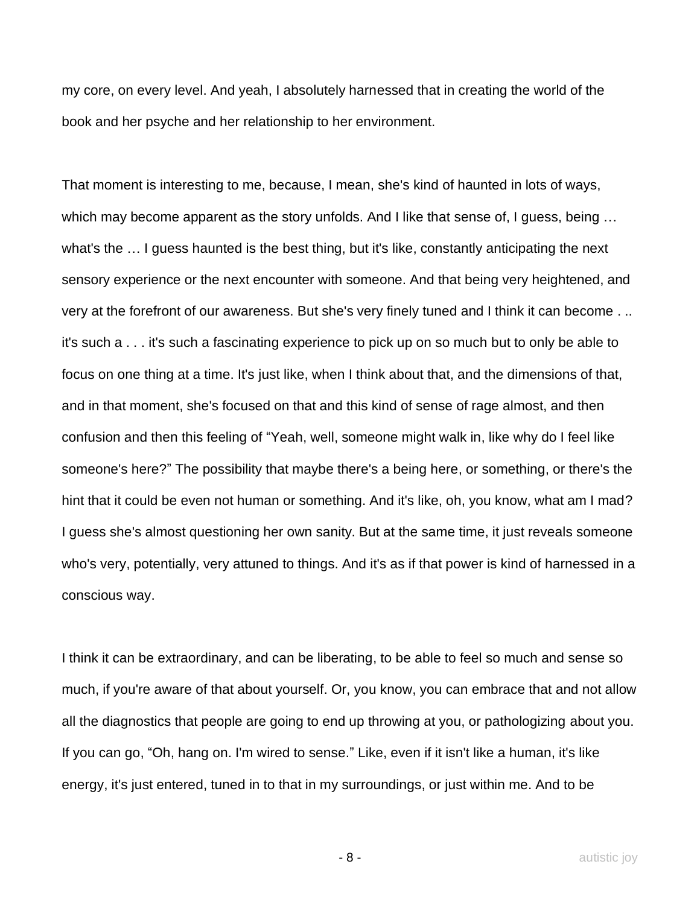my core, on every level. And yeah, I absolutely harnessed that in creating the world of the book and her psyche and her relationship to her environment.

That moment is interesting to me, because, I mean, she's kind of haunted in lots of ways, which may become apparent as the story unfolds. And I like that sense of, I guess, being … what's the … I guess haunted is the best thing, but it's like, constantly anticipating the next sensory experience or the next encounter with someone. And that being very heightened, and very at the forefront of our awareness. But she's very finely tuned and I think it can become . .. it's such a . . . it's such a fascinating experience to pick up on so much but to only be able to focus on one thing at a time. It's just like, when I think about that, and the dimensions of that, and in that moment, she's focused on that and this kind of sense of rage almost, and then confusion and then this feeling of "Yeah, well, someone might walk in, like why do I feel like someone's here?" The possibility that maybe there's a being here, or something, or there's the hint that it could be even not human or something. And it's like, oh, you know, what am I mad? I guess she's almost questioning her own sanity. But at the same time, it just reveals someone who's very, potentially, very attuned to things. And it's as if that power is kind of harnessed in a conscious way.

I think it can be extraordinary, and can be liberating, to be able to feel so much and sense so much, if you're aware of that about yourself. Or, you know, you can embrace that and not allow all the diagnostics that people are going to end up throwing at you, or pathologizing about you. If you can go, "Oh, hang on. I'm wired to sense." Like, even if it isn't like a human, it's like energy, it's just entered, tuned in to that in my surroundings, or just within me. And to be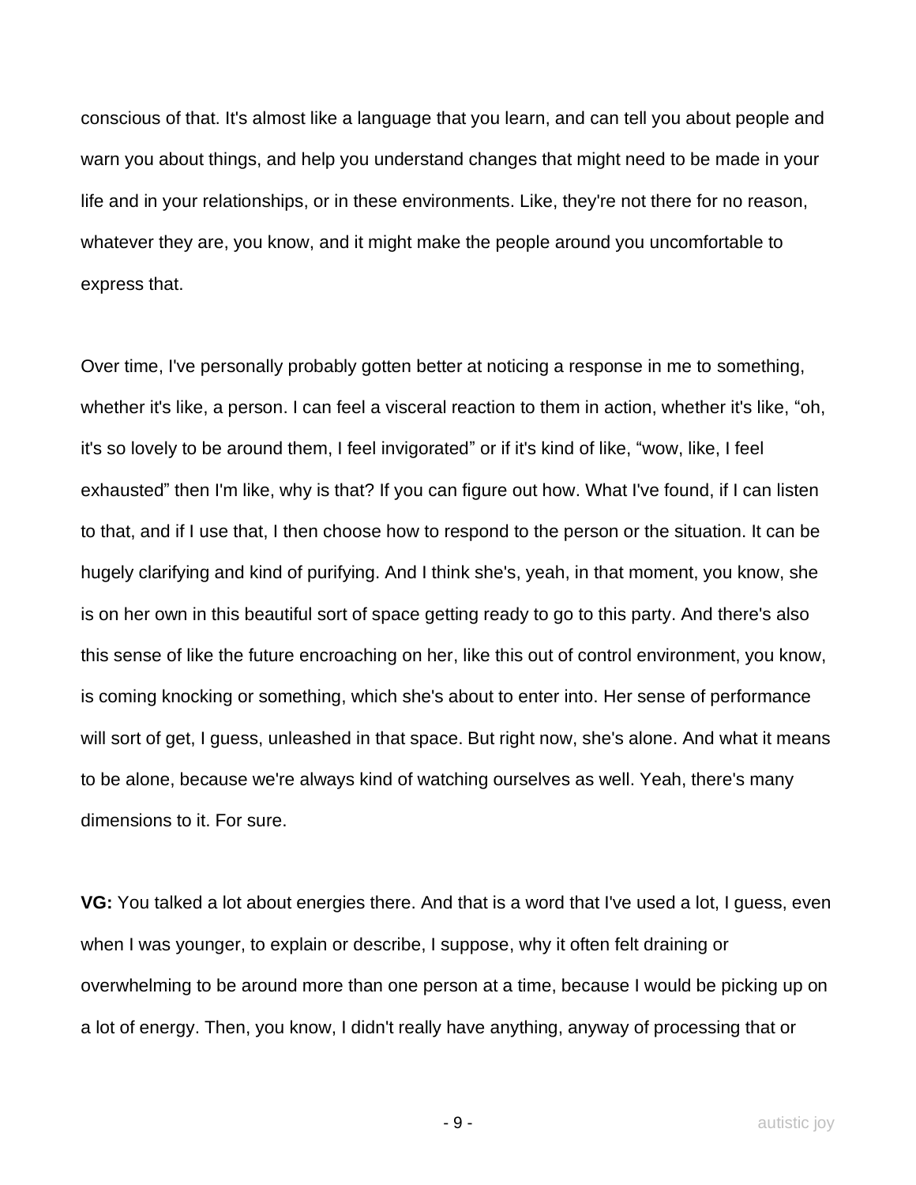conscious of that. It's almost like a language that you learn, and can tell you about people and warn you about things, and help you understand changes that might need to be made in your life and in your relationships, or in these environments. Like, they're not there for no reason, whatever they are, you know, and it might make the people around you uncomfortable to express that.

Over time, I've personally probably gotten better at noticing a response in me to something, whether it's like, a person. I can feel a visceral reaction to them in action, whether it's like, "oh, it's so lovely to be around them, I feel invigorated" or if it's kind of like, "wow, like, I feel exhausted" then I'm like, why is that? If you can figure out how. What I've found, if I can listen to that, and if I use that, I then choose how to respond to the person or the situation. It can be hugely clarifying and kind of purifying. And I think she's, yeah, in that moment, you know, she is on her own in this beautiful sort of space getting ready to go to this party. And there's also this sense of like the future encroaching on her, like this out of control environment, you know, is coming knocking or something, which she's about to enter into. Her sense of performance will sort of get, I guess, unleashed in that space. But right now, she's alone. And what it means to be alone, because we're always kind of watching ourselves as well. Yeah, there's many dimensions to it. For sure.

**VG:** You talked a lot about energies there. And that is a word that I've used a lot, I guess, even when I was younger, to explain or describe, I suppose, why it often felt draining or overwhelming to be around more than one person at a time, because I would be picking up on a lot of energy. Then, you know, I didn't really have anything, anyway of processing that or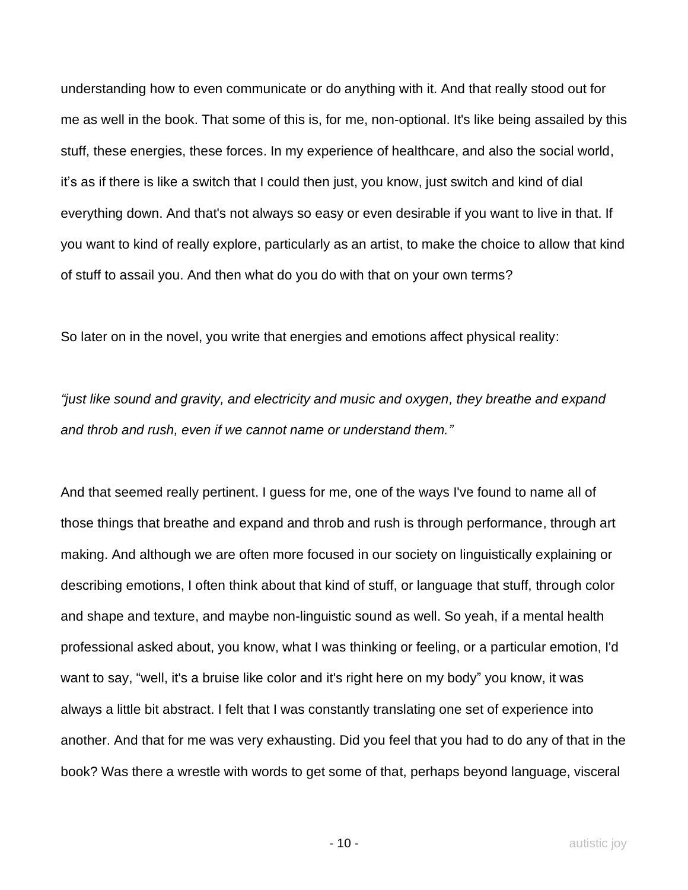understanding how to even communicate or do anything with it. And that really stood out for me as well in the book. That some of this is, for me, non-optional. It's like being assailed by this stuff, these energies, these forces. In my experience of healthcare, and also the social world, it's as if there is like a switch that I could then just, you know, just switch and kind of dial everything down. And that's not always so easy or even desirable if you want to live in that. If you want to kind of really explore, particularly as an artist, to make the choice to allow that kind of stuff to assail you. And then what do you do with that on your own terms?

So later on in the novel, you write that energies and emotions affect physical reality:

*"just like sound and gravity, and electricity and music and oxygen, they breathe and expand and throb and rush, even if we cannot name or understand them."*

And that seemed really pertinent. I guess for me, one of the ways I've found to name all of those things that breathe and expand and throb and rush is through performance, through art making. And although we are often more focused in our society on linguistically explaining or describing emotions, I often think about that kind of stuff, or language that stuff, through color and shape and texture, and maybe non-linguistic sound as well. So yeah, if a mental health professional asked about, you know, what I was thinking or feeling, or a particular emotion, I'd want to say, "well, it's a bruise like color and it's right here on my body" you know, it was always a little bit abstract. I felt that I was constantly translating one set of experience into another. And that for me was very exhausting. Did you feel that you had to do any of that in the book? Was there a wrestle with words to get some of that, perhaps beyond language, visceral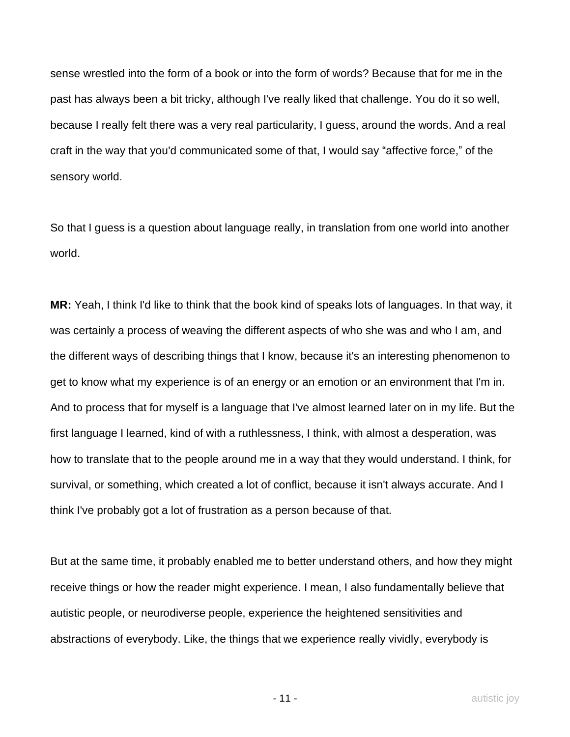sense wrestled into the form of a book or into the form of words? Because that for me in the past has always been a bit tricky, although I've really liked that challenge. You do it so well, because I really felt there was a very real particularity, I guess, around the words. And a real craft in the way that you'd communicated some of that, I would say "affective force," of the sensory world.

So that I guess is a question about language really, in translation from one world into another world.

**MR:** Yeah, I think I'd like to think that the book kind of speaks lots of languages. In that way, it was certainly a process of weaving the different aspects of who she was and who I am, and the different ways of describing things that I know, because it's an interesting phenomenon to get to know what my experience is of an energy or an emotion or an environment that I'm in. And to process that for myself is a language that I've almost learned later on in my life. But the first language I learned, kind of with a ruthlessness, I think, with almost a desperation, was how to translate that to the people around me in a way that they would understand. I think, for survival, or something, which created a lot of conflict, because it isn't always accurate. And I think I've probably got a lot of frustration as a person because of that.

But at the same time, it probably enabled me to better understand others, and how they might receive things or how the reader might experience. I mean, I also fundamentally believe that autistic people, or neurodiverse people, experience the heightened sensitivities and abstractions of everybody. Like, the things that we experience really vividly, everybody is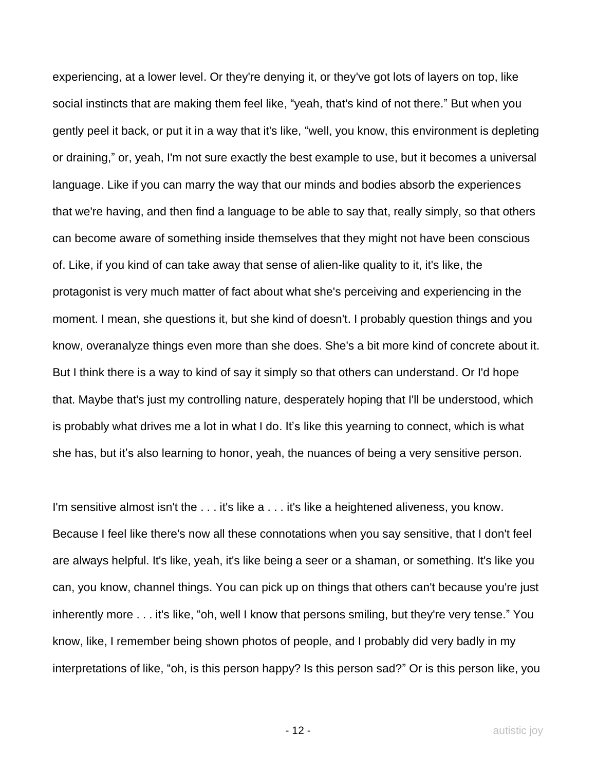experiencing, at a lower level. Or they're denying it, or they've got lots of layers on top, like social instincts that are making them feel like, "yeah, that's kind of not there." But when you gently peel it back, or put it in a way that it's like, "well, you know, this environment is depleting or draining," or, yeah, I'm not sure exactly the best example to use, but it becomes a universal language. Like if you can marry the way that our minds and bodies absorb the experiences that we're having, and then find a language to be able to say that, really simply, so that others can become aware of something inside themselves that they might not have been conscious of. Like, if you kind of can take away that sense of alien-like quality to it, it's like, the protagonist is very much matter of fact about what she's perceiving and experiencing in the moment. I mean, she questions it, but she kind of doesn't. I probably question things and you know, overanalyze things even more than she does. She's a bit more kind of concrete about it. But I think there is a way to kind of say it simply so that others can understand. Or I'd hope that. Maybe that's just my controlling nature, desperately hoping that I'll be understood, which is probably what drives me a lot in what I do. It's like this yearning to connect, which is what she has, but it's also learning to honor, yeah, the nuances of being a very sensitive person.

I'm sensitive almost isn't the . . . it's like a . . . it's like a heightened aliveness, you know. Because I feel like there's now all these connotations when you say sensitive, that I don't feel are always helpful. It's like, yeah, it's like being a seer or a shaman, or something. It's like you can, you know, channel things. You can pick up on things that others can't because you're just inherently more . . . it's like, "oh, well I know that persons smiling, but they're very tense." You know, like, I remember being shown photos of people, and I probably did very badly in my interpretations of like, "oh, is this person happy? Is this person sad?" Or is this person like, you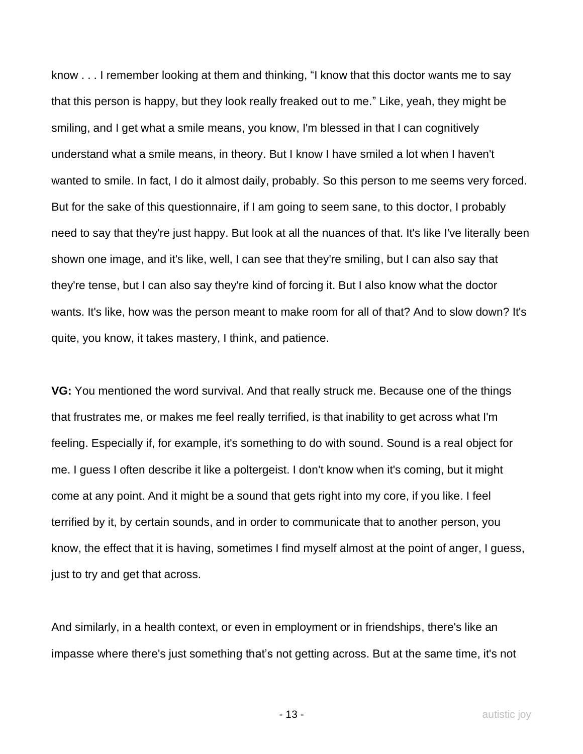know . . . I remember looking at them and thinking, "I know that this doctor wants me to say that this person is happy, but they look really freaked out to me." Like, yeah, they might be smiling, and I get what a smile means, you know, I'm blessed in that I can cognitively understand what a smile means, in theory. But I know I have smiled a lot when I haven't wanted to smile. In fact, I do it almost daily, probably. So this person to me seems very forced. But for the sake of this questionnaire, if I am going to seem sane, to this doctor, I probably need to say that they're just happy. But look at all the nuances of that. It's like I've literally been shown one image, and it's like, well, I can see that they're smiling, but I can also say that they're tense, but I can also say they're kind of forcing it. But I also know what the doctor wants. It's like, how was the person meant to make room for all of that? And to slow down? It's quite, you know, it takes mastery, I think, and patience.

**VG:** You mentioned the word survival. And that really struck me. Because one of the things that frustrates me, or makes me feel really terrified, is that inability to get across what I'm feeling. Especially if, for example, it's something to do with sound. Sound is a real object for me. I guess I often describe it like a poltergeist. I don't know when it's coming, but it might come at any point. And it might be a sound that gets right into my core, if you like. I feel terrified by it, by certain sounds, and in order to communicate that to another person, you know, the effect that it is having, sometimes I find myself almost at the point of anger, I guess, just to try and get that across.

And similarly, in a health context, or even in employment or in friendships, there's like an impasse where there's just something that's not getting across. But at the same time, it's not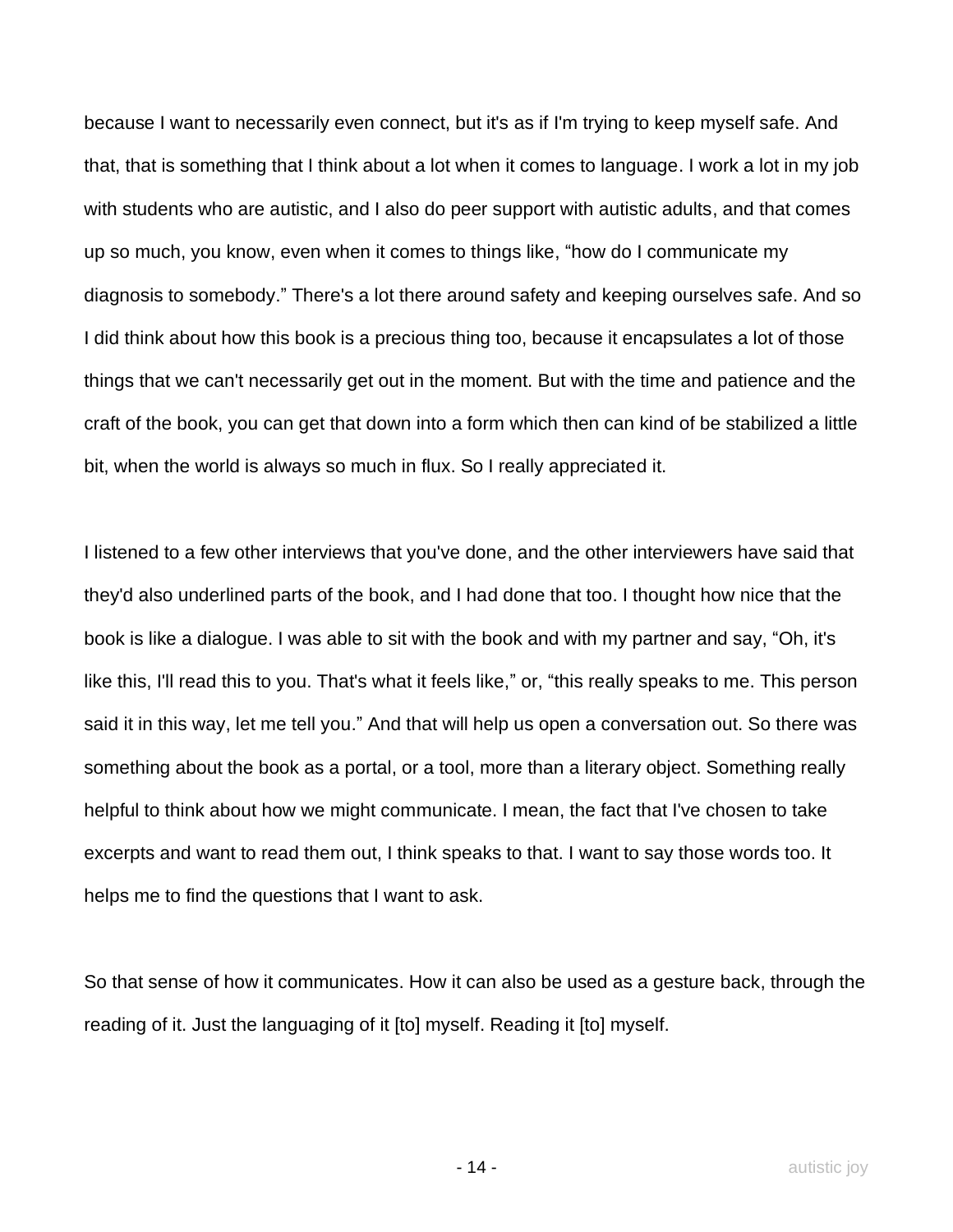because I want to necessarily even connect, but it's as if I'm trying to keep myself safe. And that, that is something that I think about a lot when it comes to language. I work a lot in my job with students who are autistic, and I also do peer support with autistic adults, and that comes up so much, you know, even when it comes to things like, "how do I communicate my diagnosis to somebody." There's a lot there around safety and keeping ourselves safe. And so I did think about how this book is a precious thing too, because it encapsulates a lot of those things that we can't necessarily get out in the moment. But with the time and patience and the craft of the book, you can get that down into a form which then can kind of be stabilized a little bit, when the world is always so much in flux. So I really appreciated it.

I listened to a few other interviews that you've done, and the other interviewers have said that they'd also underlined parts of the book, and I had done that too. I thought how nice that the book is like a dialogue. I was able to sit with the book and with my partner and say, "Oh, it's like this, I'll read this to you. That's what it feels like," or, "this really speaks to me. This person said it in this way, let me tell you." And that will help us open a conversation out. So there was something about the book as a portal, or a tool, more than a literary object. Something really helpful to think about how we might communicate. I mean, the fact that I've chosen to take excerpts and want to read them out, I think speaks to that. I want to say those words too. It helps me to find the questions that I want to ask.

So that sense of how it communicates. How it can also be used as a gesture back, through the reading of it. Just the languaging of it [to] myself. Reading it [to] myself.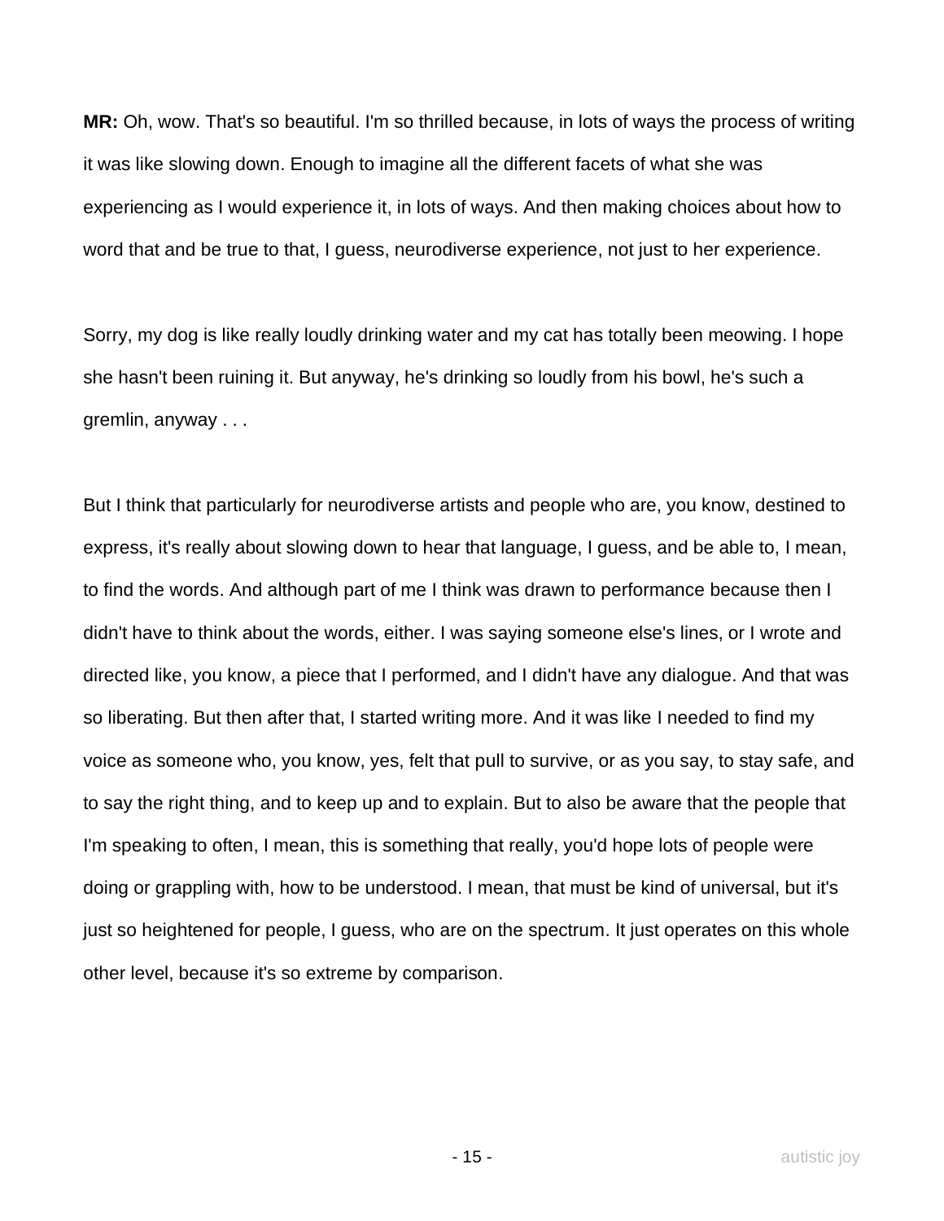**MR:** Oh, wow. That's so beautiful. I'm so thrilled because, in lots of ways the process of writing it was like slowing down. Enough to imagine all the different facets of what she was experiencing as I would experience it, in lots of ways. And then making choices about how to word that and be true to that, I guess, neurodiverse experience, not just to her experience.

Sorry, my dog is like really loudly drinking water and my cat has totally been meowing. I hope she hasn't been ruining it. But anyway, he's drinking so loudly from his bowl, he's such a gremlin, anyway . . .

But I think that particularly for neurodiverse artists and people who are, you know, destined to express, it's really about slowing down to hear that language, I guess, and be able to, I mean, to find the words. And although part of me I think was drawn to performance because then I didn't have to think about the words, either. I was saying someone else's lines, or I wrote and directed like, you know, a piece that I performed, and I didn't have any dialogue. And that was so liberating. But then after that, I started writing more. And it was like I needed to find my voice as someone who, you know, yes, felt that pull to survive, or as you say, to stay safe, and to say the right thing, and to keep up and to explain. But to also be aware that the people that I'm speaking to often, I mean, this is something that really, you'd hope lots of people were doing or grappling with, how to be understood. I mean, that must be kind of universal, but it's just so heightened for people, I guess, who are on the spectrum. It just operates on this whole other level, because it's so extreme by comparison.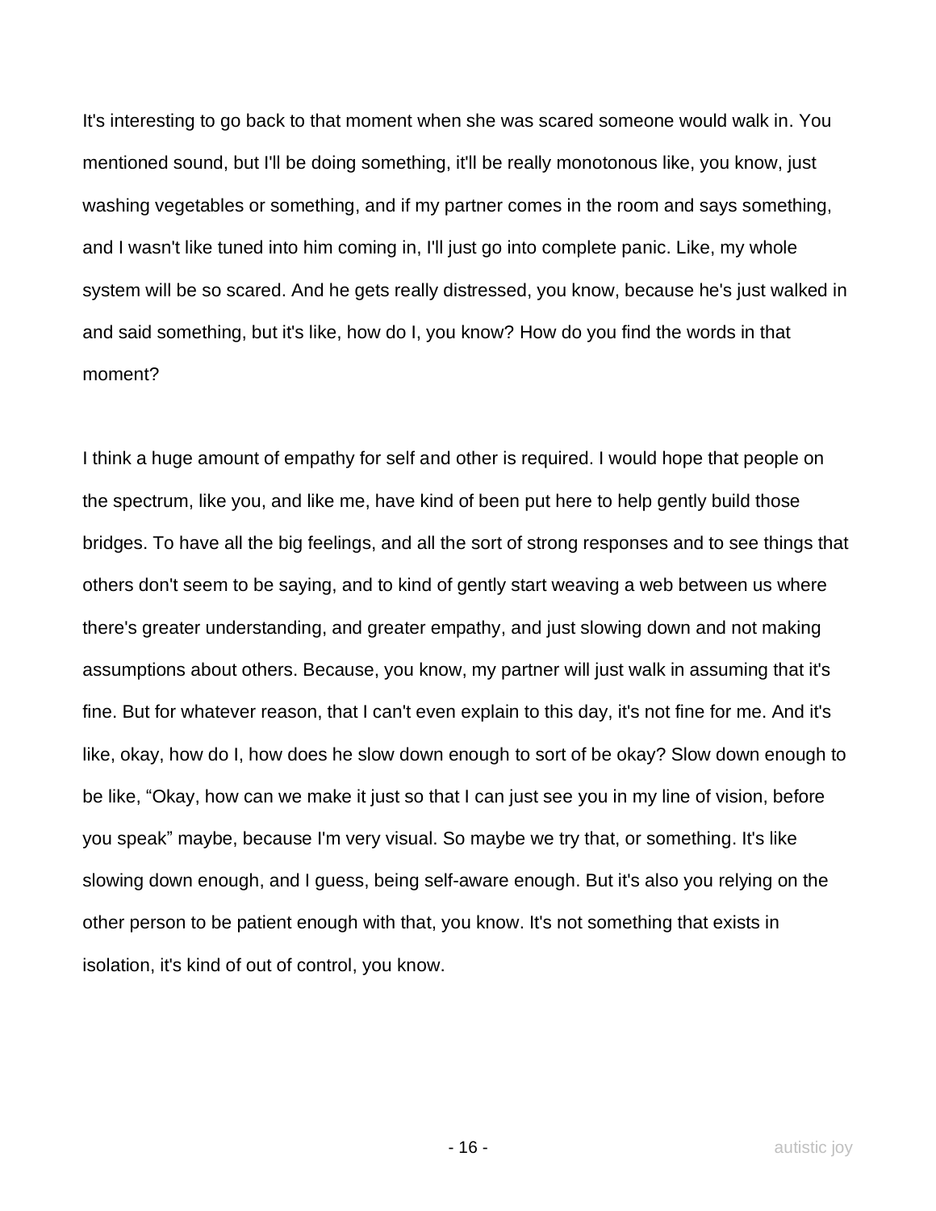It's interesting to go back to that moment when she was scared someone would walk in. You mentioned sound, but I'll be doing something, it'll be really monotonous like, you know, just washing vegetables or something, and if my partner comes in the room and says something, and I wasn't like tuned into him coming in, I'll just go into complete panic. Like, my whole system will be so scared. And he gets really distressed, you know, because he's just walked in and said something, but it's like, how do I, you know? How do you find the words in that moment?

I think a huge amount of empathy for self and other is required. I would hope that people on the spectrum, like you, and like me, have kind of been put here to help gently build those bridges. To have all the big feelings, and all the sort of strong responses and to see things that others don't seem to be saying, and to kind of gently start weaving a web between us where there's greater understanding, and greater empathy, and just slowing down and not making assumptions about others. Because, you know, my partner will just walk in assuming that it's fine. But for whatever reason, that I can't even explain to this day, it's not fine for me. And it's like, okay, how do I, how does he slow down enough to sort of be okay? Slow down enough to be like, "Okay, how can we make it just so that I can just see you in my line of vision, before you speak" maybe, because I'm very visual. So maybe we try that, or something. It's like slowing down enough, and I guess, being self-aware enough. But it's also you relying on the other person to be patient enough with that, you know. It's not something that exists in isolation, it's kind of out of control, you know.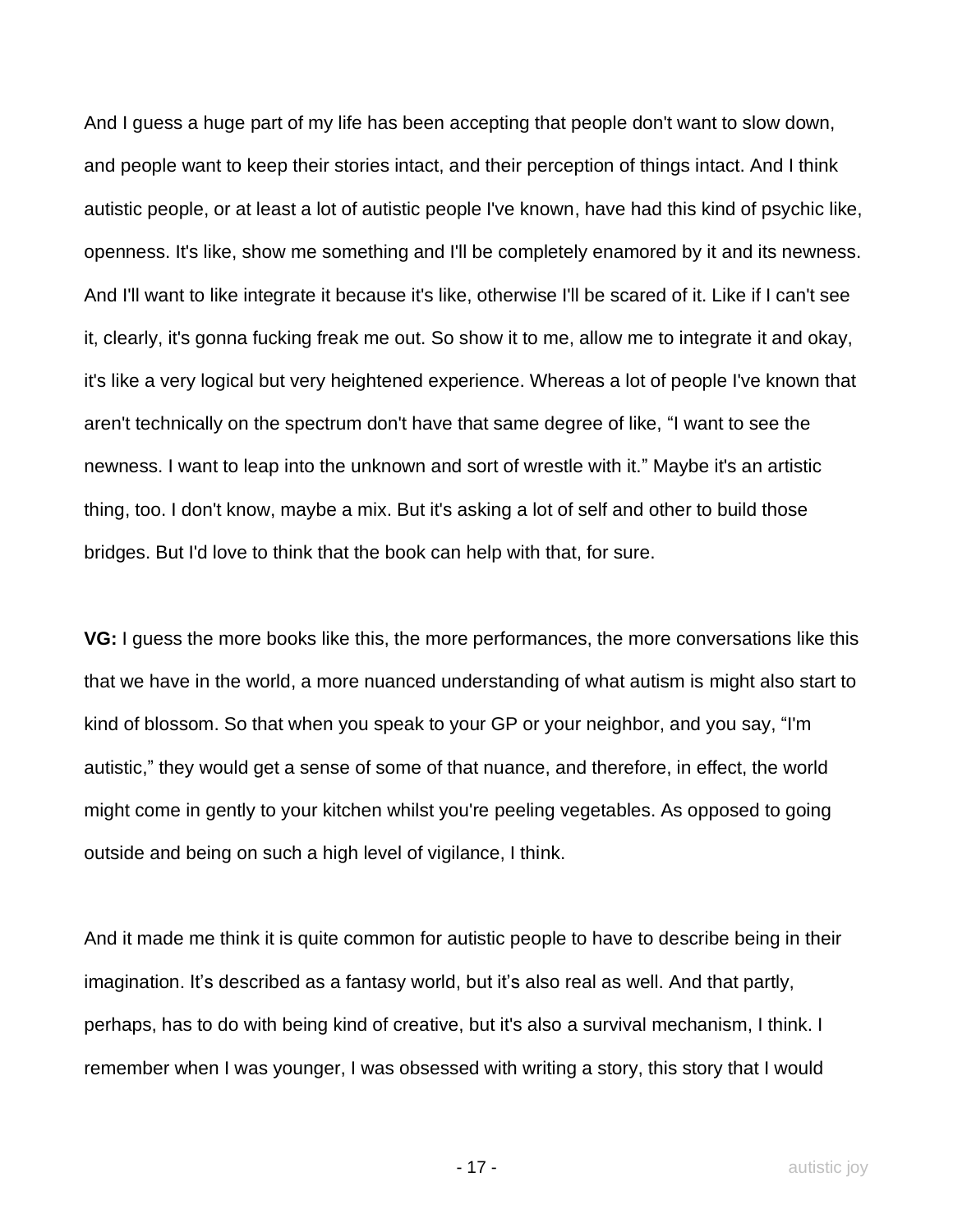And I guess a huge part of my life has been accepting that people don't want to slow down, and people want to keep their stories intact, and their perception of things intact. And I think autistic people, or at least a lot of autistic people I've known, have had this kind of psychic like, openness. It's like, show me something and I'll be completely enamored by it and its newness. And I'll want to like integrate it because it's like, otherwise I'll be scared of it. Like if I can't see it, clearly, it's gonna fucking freak me out. So show it to me, allow me to integrate it and okay, it's like a very logical but very heightened experience. Whereas a lot of people I've known that aren't technically on the spectrum don't have that same degree of like, "I want to see the newness. I want to leap into the unknown and sort of wrestle with it." Maybe it's an artistic thing, too. I don't know, maybe a mix. But it's asking a lot of self and other to build those bridges. But I'd love to think that the book can help with that, for sure.

**VG:** I guess the more books like this, the more performances, the more conversations like this that we have in the world, a more nuanced understanding of what autism is might also start to kind of blossom. So that when you speak to your GP or your neighbor, and you say, "I'm autistic," they would get a sense of some of that nuance, and therefore, in effect, the world might come in gently to your kitchen whilst you're peeling vegetables. As opposed to going outside and being on such a high level of vigilance, I think.

And it made me think it is quite common for autistic people to have to describe being in their imagination. It's described as a fantasy world, but it's also real as well. And that partly, perhaps, has to do with being kind of creative, but it's also a survival mechanism, I think. I remember when I was younger, I was obsessed with writing a story, this story that I would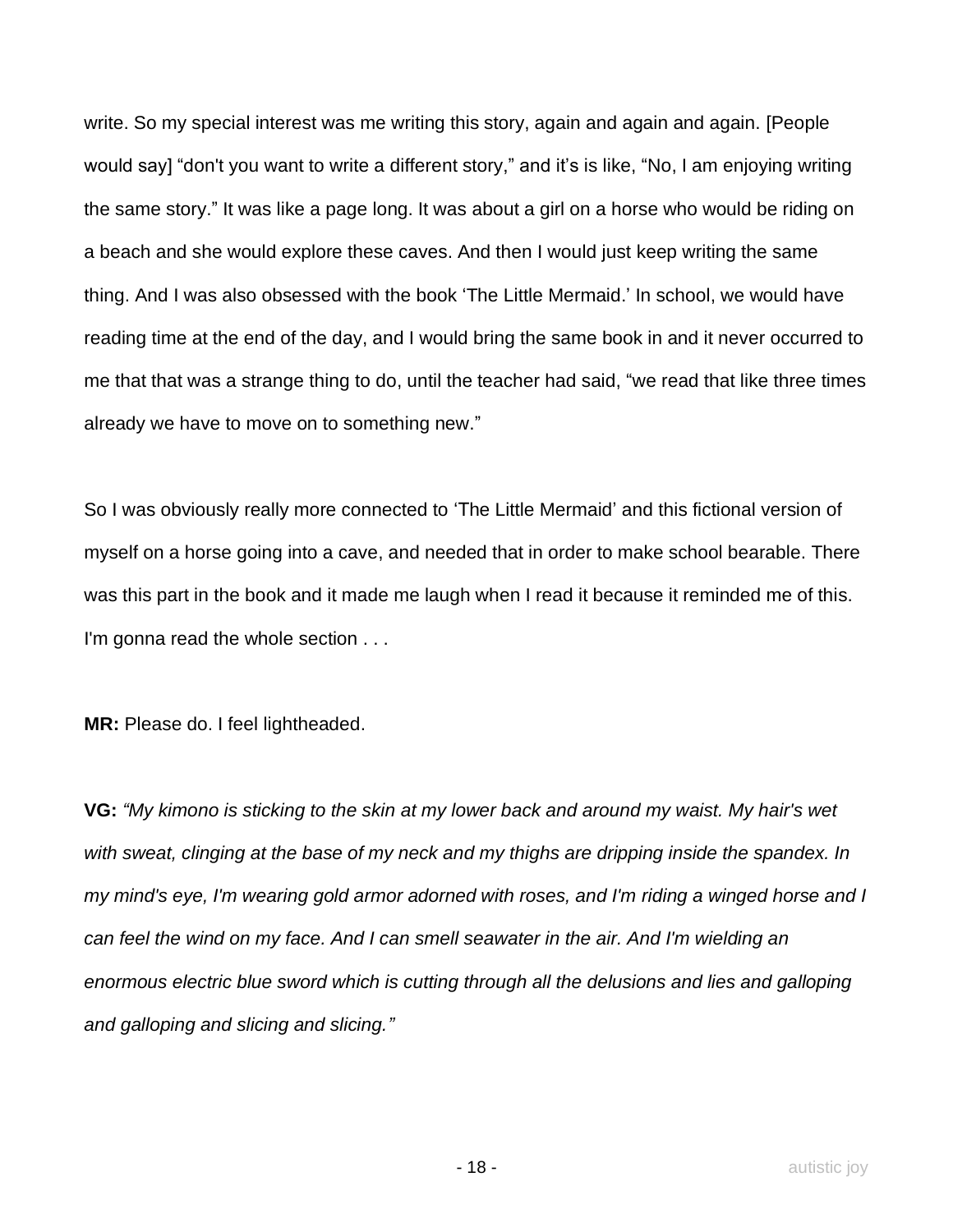write. So my special interest was me writing this story, again and again and again. [People would say] “don't you want to write a different story,” and it’s is like, “No, I am enjoying writing the same story.” It was like a page long. It was about a girl on a horse who would be riding on a beach and she would explore these caves. And then I would just keep writing the same thing. And I was also obsessed with the book ‘The Little Mermaid.’ In school, we would have reading time at the end of the day, and I would bring the same book in and it never occurred to me that that was a strange thing to do, until the teacher had said, “we read that like three times already we have to move on to something new.”

So I was obviously really more connected to ‘The Little Mermaid’ and this fictional version of myself on a horse going into a cave, and needed that in order to make school bearable. There was this part in the book and it made me laugh when I read it because it reminded me of this. I'm gonna read the whole section . . .

**MR:** Please do. I feel lightheaded.

**VG:** *“My kimono is sticking to the skin at my lower back and around my waist. My hair's wet with sweat, clinging at the base of my neck and my thighs are dripping inside the spandex. In my mind's eye, I'm wearing gold armor adorned with roses, and I'm riding a winged horse and I can feel the wind on my face. And I can smell seawater in the air. And I'm wielding an enormous electric blue sword which is cutting through all the delusions and lies and galloping and galloping and slicing and slicing.”*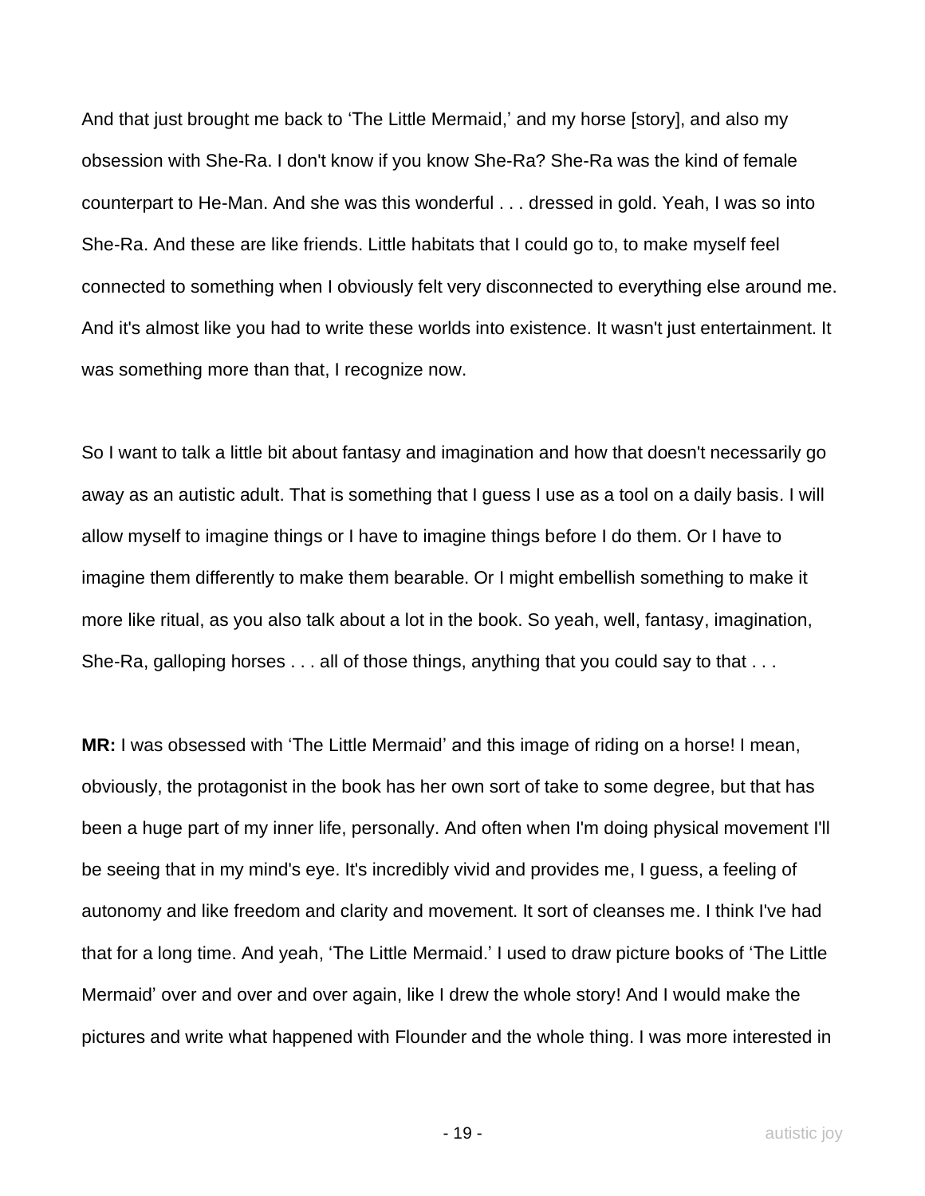And that just brought me back to 'The Little Mermaid,' and my horse [story], and also my obsession with She-Ra. I don't know if you know She-Ra? She-Ra was the kind of female counterpart to He-Man. And she was this wonderful . . . dressed in gold. Yeah, I was so into She-Ra. And these are like friends. Little habitats that I could go to, to make myself feel connected to something when I obviously felt very disconnected to everything else around me. And it's almost like you had to write these worlds into existence. It wasn't just entertainment. It was something more than that, I recognize now.

So I want to talk a little bit about fantasy and imagination and how that doesn't necessarily go away as an autistic adult. That is something that I guess I use as a tool on a daily basis. I will allow myself to imagine things or I have to imagine things before I do them. Or I have to imagine them differently to make them bearable. Or I might embellish something to make it more like ritual, as you also talk about a lot in the book. So yeah, well, fantasy, imagination, She-Ra, galloping horses . . . all of those things, anything that you could say to that . . .

**MR:** I was obsessed with 'The Little Mermaid' and this image of riding on a horse! I mean, obviously, the protagonist in the book has her own sort of take to some degree, but that has been a huge part of my inner life, personally. And often when I'm doing physical movement I'll be seeing that in my mind's eye. It's incredibly vivid and provides me, I guess, a feeling of autonomy and like freedom and clarity and movement. It sort of cleanses me. I think I've had that for a long time. And yeah, 'The Little Mermaid.' I used to draw picture books of 'The Little Mermaid' over and over and over again, like I drew the whole story! And I would make the pictures and write what happened with Flounder and the whole thing. I was more interested in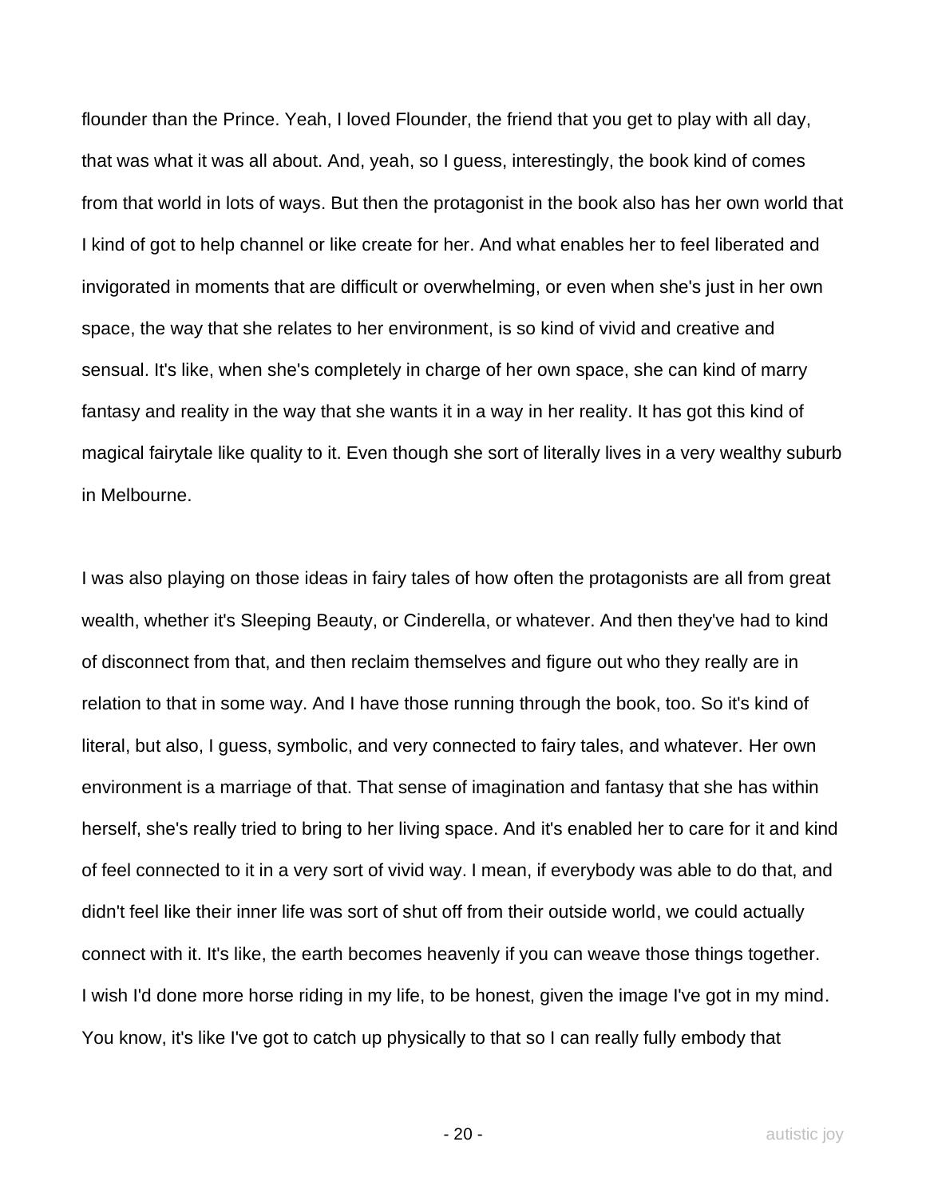flounder than the Prince. Yeah, I loved Flounder, the friend that you get to play with all day, that was what it was all about. And, yeah, so I guess, interestingly, the book kind of comes from that world in lots of ways. But then the protagonist in the book also has her own world that I kind of got to help channel or like create for her. And what enables her to feel liberated and invigorated in moments that are difficult or overwhelming, or even when she's just in her own space, the way that she relates to her environment, is so kind of vivid and creative and sensual. It's like, when she's completely in charge of her own space, she can kind of marry fantasy and reality in the way that she wants it in a way in her reality. It has got this kind of magical fairytale like quality to it. Even though she sort of literally lives in a very wealthy suburb in Melbourne.

I was also playing on those ideas in fairy tales of how often the protagonists are all from great wealth, whether it's Sleeping Beauty, or Cinderella, or whatever. And then they've had to kind of disconnect from that, and then reclaim themselves and figure out who they really are in relation to that in some way. And I have those running through the book, too. So it's kind of literal, but also, I guess, symbolic, and very connected to fairy tales, and whatever. Her own environment is a marriage of that. That sense of imagination and fantasy that she has within herself, she's really tried to bring to her living space. And it's enabled her to care for it and kind of feel connected to it in a very sort of vivid way. I mean, if everybody was able to do that, and didn't feel like their inner life was sort of shut off from their outside world, we could actually connect with it. It's like, the earth becomes heavenly if you can weave those things together. I wish I'd done more horse riding in my life, to be honest, given the image I've got in my mind. You know, it's like I've got to catch up physically to that so I can really fully embody that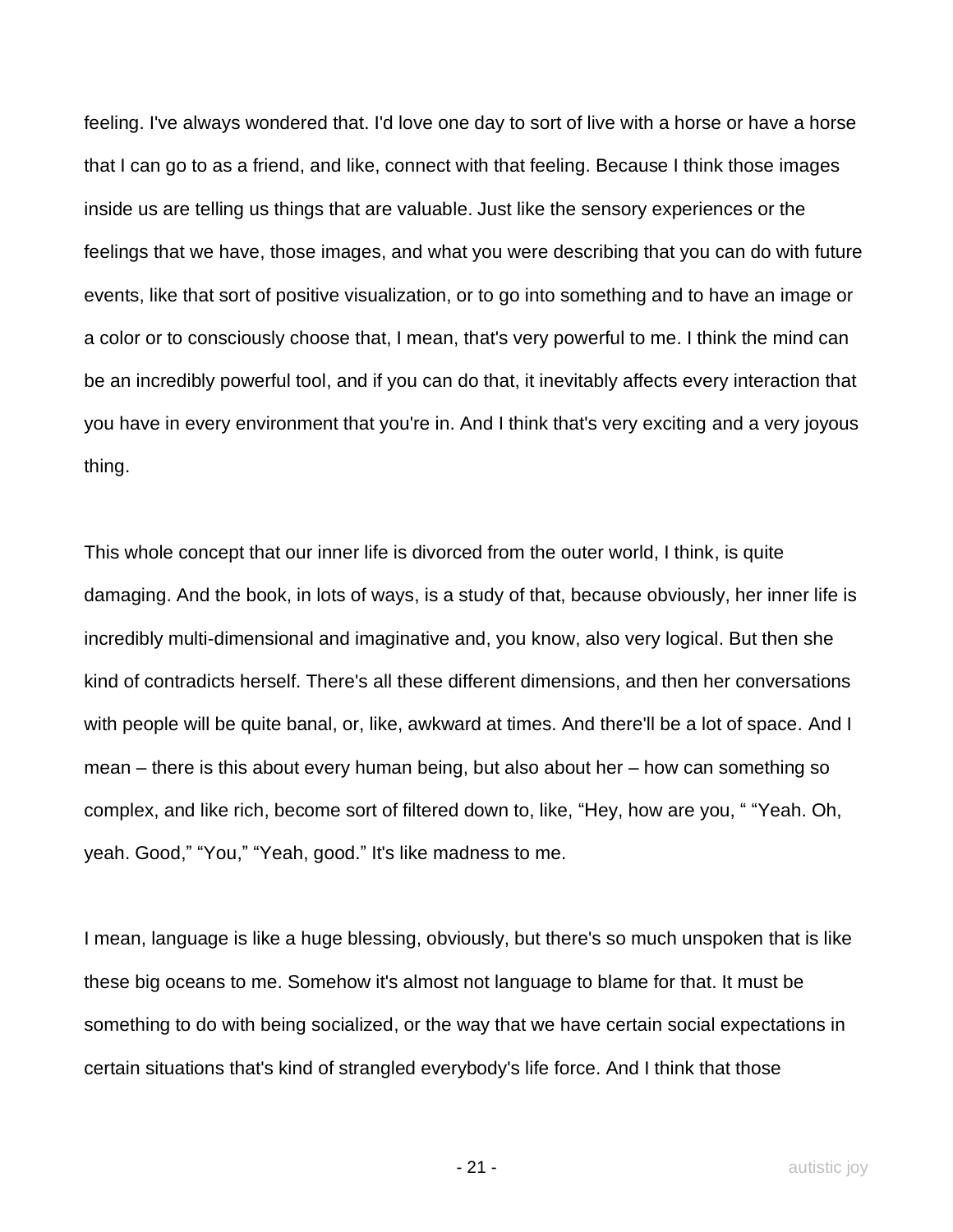feeling. I've always wondered that. I'd love one day to sort of live with a horse or have a horse that I can go to as a friend, and like, connect with that feeling. Because I think those images inside us are telling us things that are valuable. Just like the sensory experiences or the feelings that we have, those images, and what you were describing that you can do with future events, like that sort of positive visualization, or to go into something and to have an image or a color or to consciously choose that, I mean, that's very powerful to me. I think the mind can be an incredibly powerful tool, and if you can do that, it inevitably affects every interaction that you have in every environment that you're in. And I think that's very exciting and a very joyous thing.

This whole concept that our inner life is divorced from the outer world, I think, is quite damaging. And the book, in lots of ways, is a study of that, because obviously, her inner life is incredibly multi-dimensional and imaginative and, you know, also very logical. But then she kind of contradicts herself. There's all these different dimensions, and then her conversations with people will be quite banal, or, like, awkward at times. And there'll be a lot of space. And I mean – there is this about every human being, but also about her – how can something so complex, and like rich, become sort of filtered down to, like, "Hey, how are you, " "Yeah. Oh, yeah. Good," "You," "Yeah, good." It's like madness to me.

I mean, language is like a huge blessing, obviously, but there's so much unspoken that is like these big oceans to me. Somehow it's almost not language to blame for that. It must be something to do with being socialized, or the way that we have certain social expectations in certain situations that's kind of strangled everybody's life force. And I think that those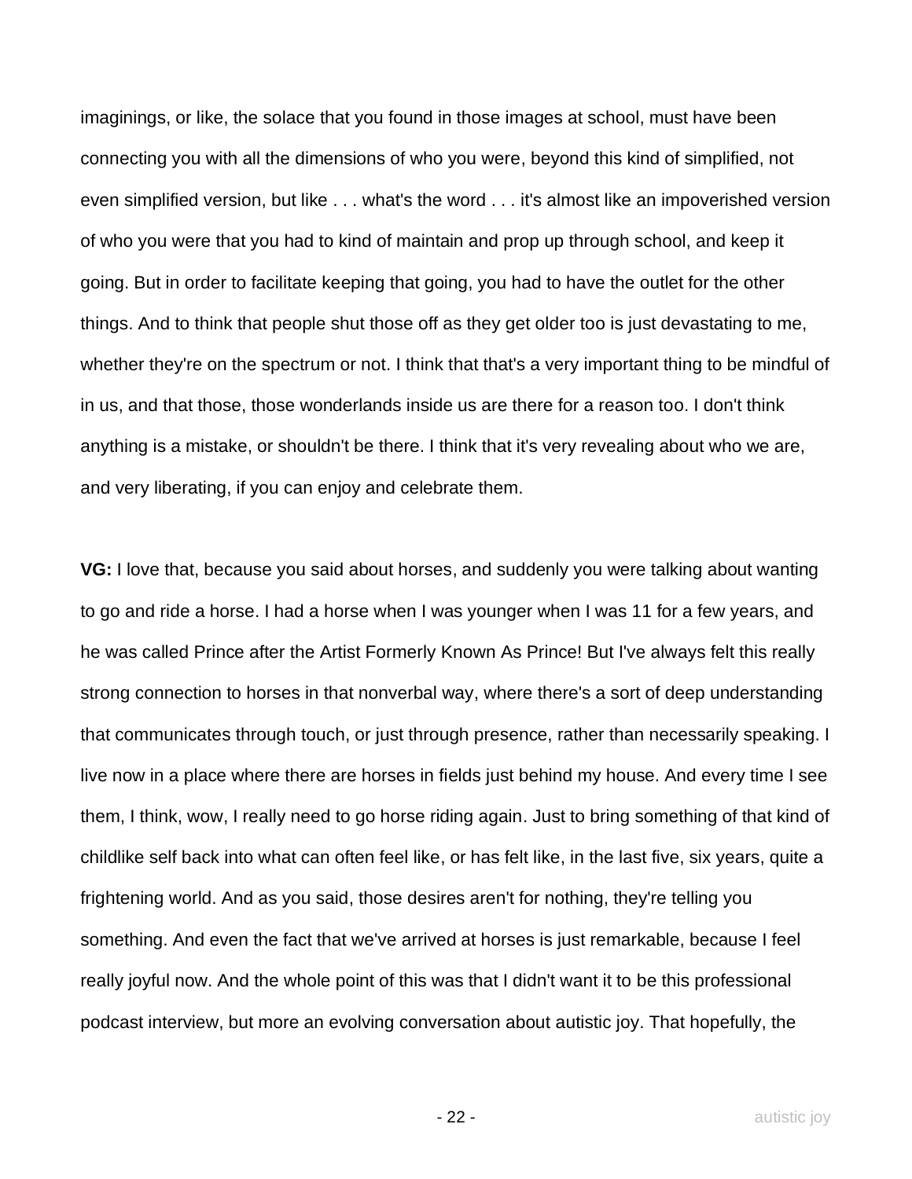imaginings, or like, the solace that you found in those images at school, must have been connecting you with all the dimensions of who you were, beyond this kind of simplified, not even simplified version, but like . . . what's the word . . . it's almost like an impoverished version of who you were that you had to kind of maintain and prop up through school, and keep it going. But in order to facilitate keeping that going, you had to have the outlet for the other things. And to think that people shut those off as they get older too is just devastating to me, whether they're on the spectrum or not. I think that that's a very important thing to be mindful of in us, and that those, those wonderlands inside us are there for a reason too. I don't think anything is a mistake, or shouldn't be there. I think that it's very revealing about who we are, and very liberating, if you can enjoy and celebrate them.

**VG:** I love that, because you said about horses, and suddenly you were talking about wanting to go and ride a horse. I had a horse when I was younger when I was 11 for a few years, and he was called Prince after the Artist Formerly Known As Prince! But I've always felt this really strong connection to horses in that nonverbal way, where there's a sort of deep understanding that communicates through touch, or just through presence, rather than necessarily speaking. I live now in a place where there are horses in fields just behind my house. And every time I see them, I think, wow, I really need to go horse riding again. Just to bring something of that kind of childlike self back into what can often feel like, or has felt like, in the last five, six years, quite a frightening world. And as you said, those desires aren't for nothing, they're telling you something. And even the fact that we've arrived at horses is just remarkable, because I feel really joyful now. And the whole point of this was that I didn't want it to be this professional podcast interview, but more an evolving conversation about autistic joy. That hopefully, the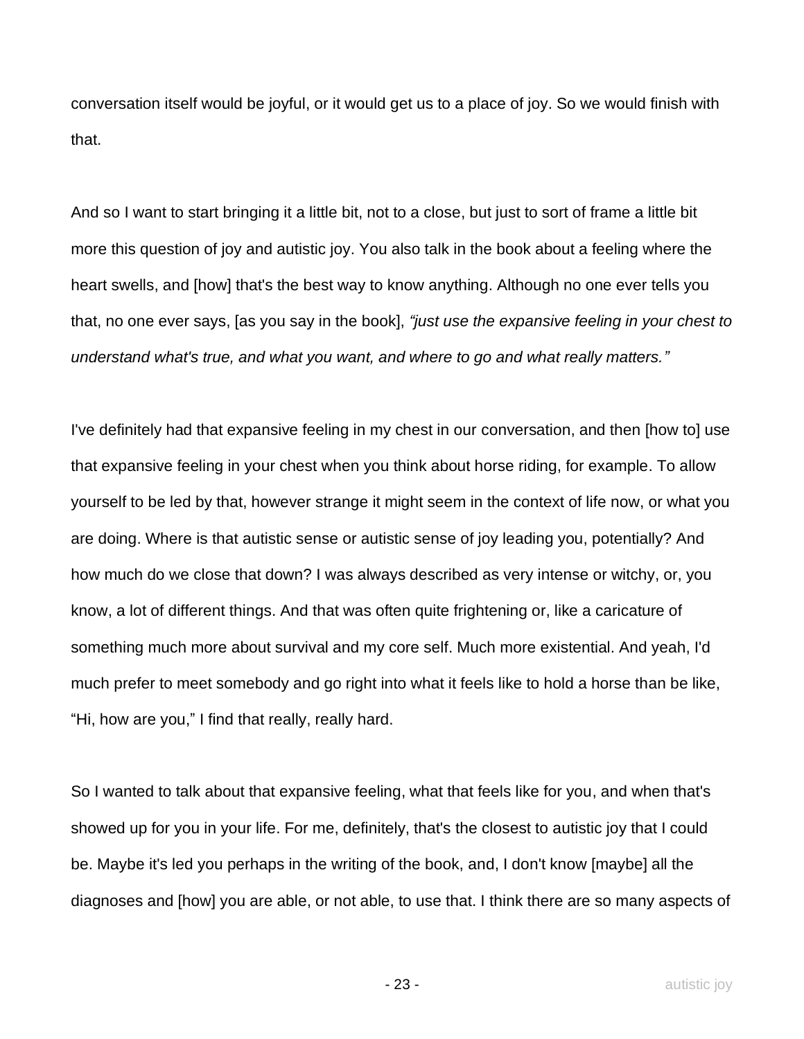conversation itself would be joyful, or it would get us to a place of joy. So we would finish with that.

And so I want to start bringing it a little bit, not to a close, but just to sort of frame a little bit more this question of joy and autistic joy. You also talk in the book about a feeling where the heart swells, and [how] that's the best way to know anything. Although no one ever tells you that, no one ever says, [as you say in the book], *"just use the expansive feeling in your chest to understand what's true, and what you want, and where to go and what really matters."*

I've definitely had that expansive feeling in my chest in our conversation, and then [how to] use that expansive feeling in your chest when you think about horse riding, for example. To allow yourself to be led by that, however strange it might seem in the context of life now, or what you are doing. Where is that autistic sense or autistic sense of joy leading you, potentially? And how much do we close that down? I was always described as very intense or witchy, or, you know, a lot of different things. And that was often quite frightening or, like a caricature of something much more about survival and my core self. Much more existential. And yeah, I'd much prefer to meet somebody and go right into what it feels like to hold a horse than be like, "Hi, how are you," I find that really, really hard.

So I wanted to talk about that expansive feeling, what that feels like for you, and when that's showed up for you in your life. For me, definitely, that's the closest to autistic joy that I could be. Maybe it's led you perhaps in the writing of the book, and, I don't know [maybe] all the diagnoses and [how] you are able, or not able, to use that. I think there are so many aspects of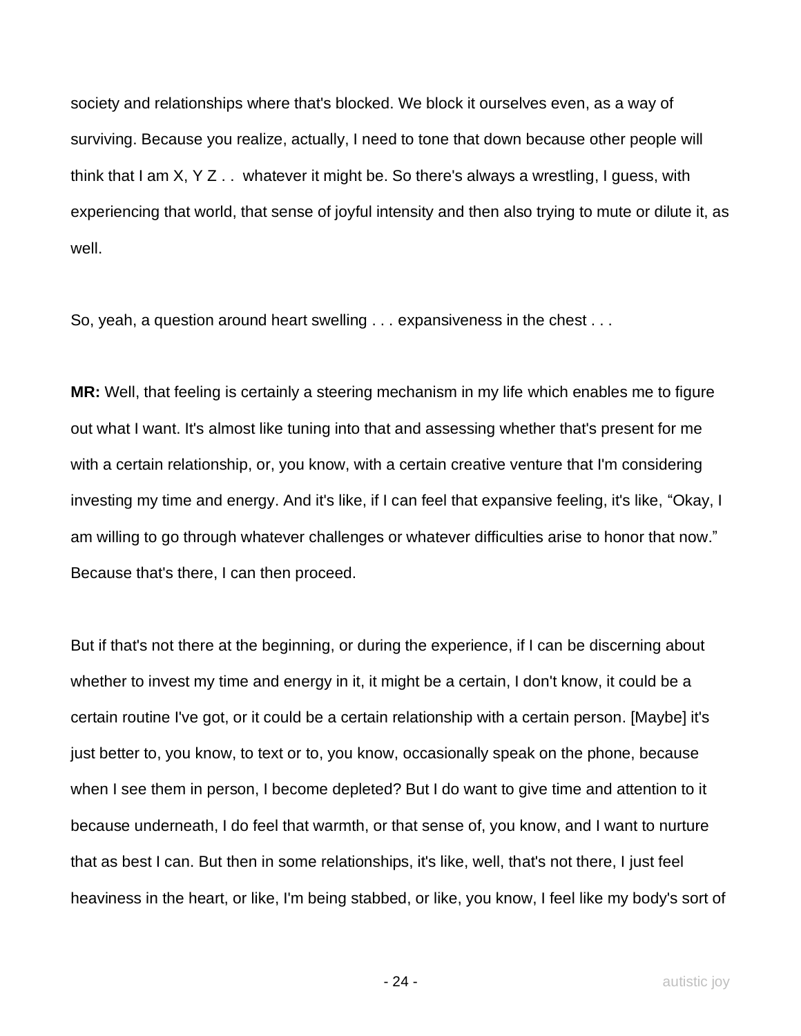society and relationships where that's blocked. We block it ourselves even, as a way of surviving. Because you realize, actually, I need to tone that down because other people will think that I am X, Y Z . .  whatever it might be. So there's always a wrestling, I guess, with experiencing that world, that sense of joyful intensity and then also trying to mute or dilute it, as well.

So, yeah, a question around heart swelling . . . expansiveness in the chest . . .

**MR:** Well, that feeling is certainly a steering mechanism in my life which enables me to figure out what I want. It's almost like tuning into that and assessing whether that's present for me with a certain relationship, or, you know, with a certain creative venture that I'm considering investing my time and energy. And it's like, if I can feel that expansive feeling, it's like, "Okay, I am willing to go through whatever challenges or whatever difficulties arise to honor that now." Because that's there, I can then proceed.

But if that's not there at the beginning, or during the experience, if I can be discerning about whether to invest my time and energy in it, it might be a certain, I don't know, it could be a certain routine I've got, or it could be a certain relationship with a certain person. [Maybe] it's just better to, you know, to text or to, you know, occasionally speak on the phone, because when I see them in person, I become depleted? But I do want to give time and attention to it because underneath, I do feel that warmth, or that sense of, you know, and I want to nurture that as best I can. But then in some relationships, it's like, well, that's not there, I just feel heaviness in the heart, or like, I'm being stabbed, or like, you know, I feel like my body's sort of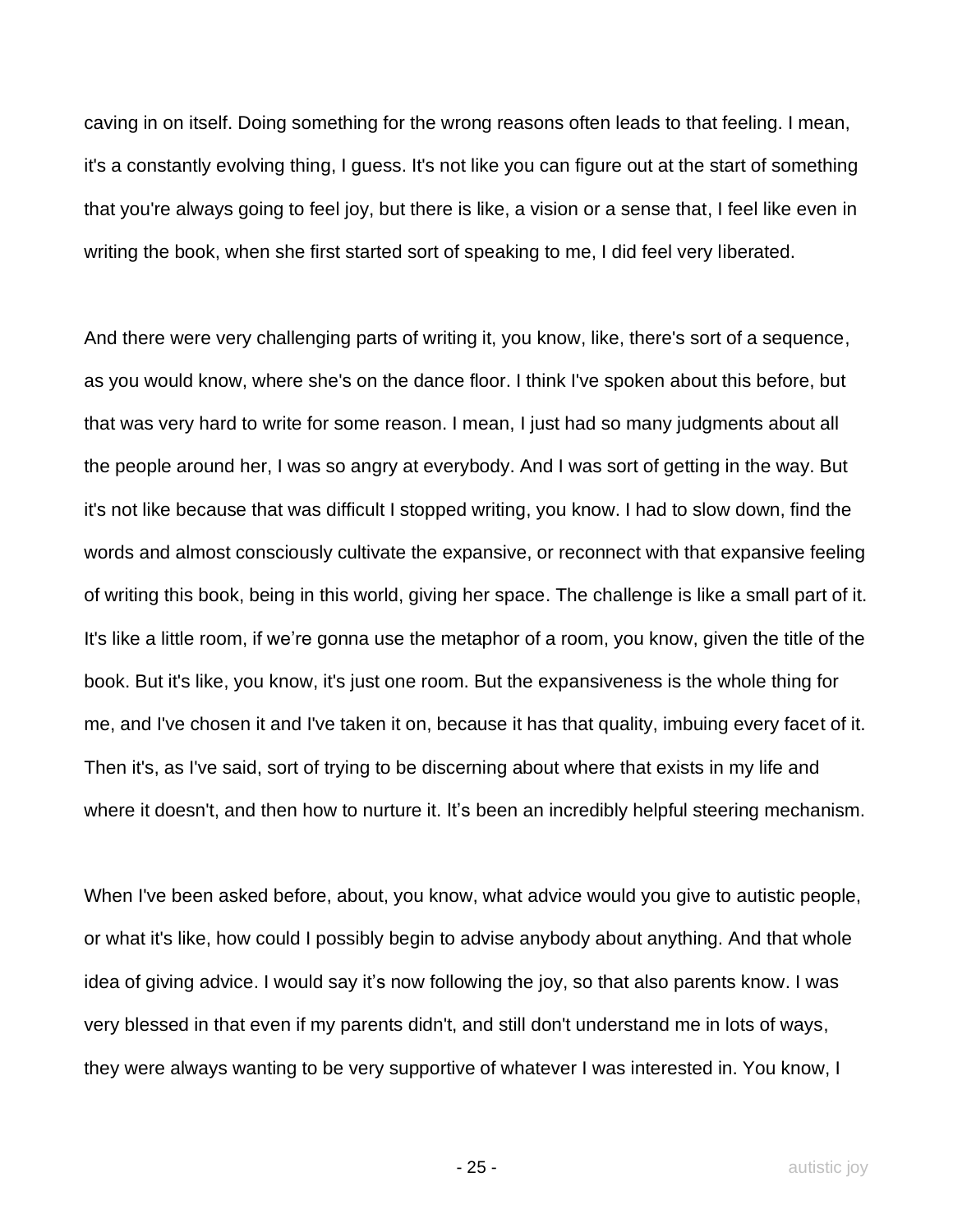caving in on itself. Doing something for the wrong reasons often leads to that feeling. I mean, it's a constantly evolving thing, I guess. It's not like you can figure out at the start of something that you're always going to feel joy, but there is like, a vision or a sense that, I feel like even in writing the book, when she first started sort of speaking to me, I did feel very liberated.

And there were very challenging parts of writing it, you know, like, there's sort of a sequence, as you would know, where she's on the dance floor. I think I've spoken about this before, but that was very hard to write for some reason. I mean, I just had so many judgments about all the people around her, I was so angry at everybody. And I was sort of getting in the way. But it's not like because that was difficult I stopped writing, you know. I had to slow down, find the words and almost consciously cultivate the expansive, or reconnect with that expansive feeling of writing this book, being in this world, giving her space. The challenge is like a small part of it. It's like a little room, if we're gonna use the metaphor of a room, you know, given the title of the book. But it's like, you know, it's just one room. But the expansiveness is the whole thing for me, and I've chosen it and I've taken it on, because it has that quality, imbuing every facet of it. Then it's, as I've said, sort of trying to be discerning about where that exists in my life and where it doesn't, and then how to nurture it. It's been an incredibly helpful steering mechanism.

When I've been asked before, about, you know, what advice would you give to autistic people, or what it's like, how could I possibly begin to advise anybody about anything. And that whole idea of giving advice. I would say it's now following the joy, so that also parents know. I was very blessed in that even if my parents didn't, and still don't understand me in lots of ways, they were always wanting to be very supportive of whatever I was interested in. You know, I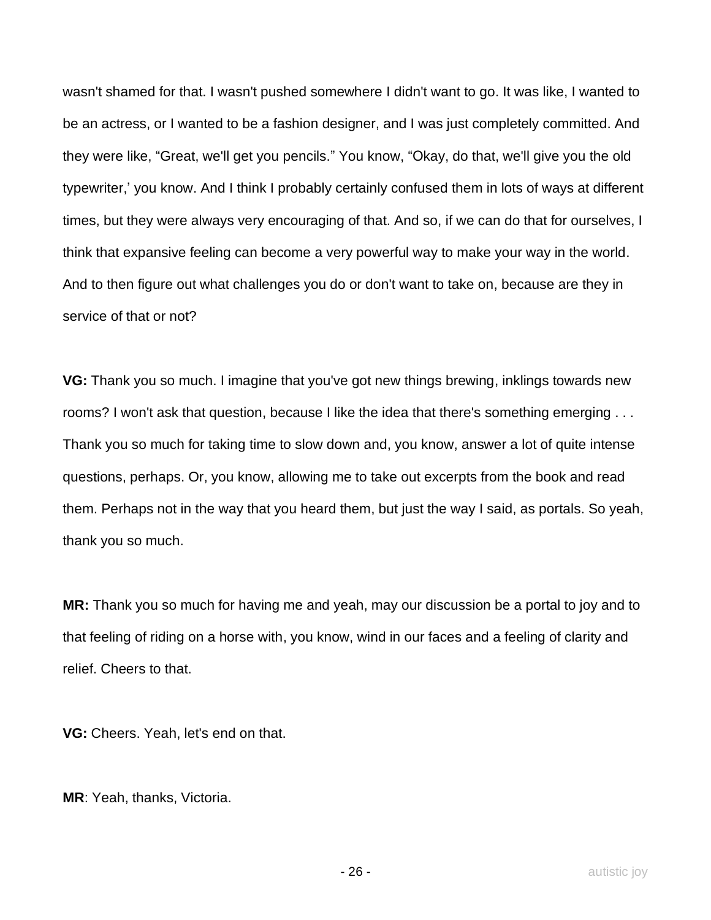wasn't shamed for that. I wasn't pushed somewhere I didn't want to go. It was like, I wanted to be an actress, or I wanted to be a fashion designer, and I was just completely committed. And they were like, "Great, we'll get you pencils." You know, "Okay, do that, we'll give you the old typewriter,' you know. And I think I probably certainly confused them in lots of ways at different times, but they were always very encouraging of that. And so, if we can do that for ourselves, I think that expansive feeling can become a very powerful way to make your way in the world. And to then figure out what challenges you do or don't want to take on, because are they in service of that or not?

**VG:** Thank you so much. I imagine that you've got new things brewing, inklings towards new rooms? I won't ask that question, because I like the idea that there's something emerging . . . Thank you so much for taking time to slow down and, you know, answer a lot of quite intense questions, perhaps. Or, you know, allowing me to take out excerpts from the book and read them. Perhaps not in the way that you heard them, but just the way I said, as portals. So yeah, thank you so much.

**MR:** Thank you so much for having me and yeah, may our discussion be a portal to joy and to that feeling of riding on a horse with, you know, wind in our faces and a feeling of clarity and relief. Cheers to that.

**VG:** Cheers. Yeah, let's end on that.

**MR**: Yeah, thanks, Victoria.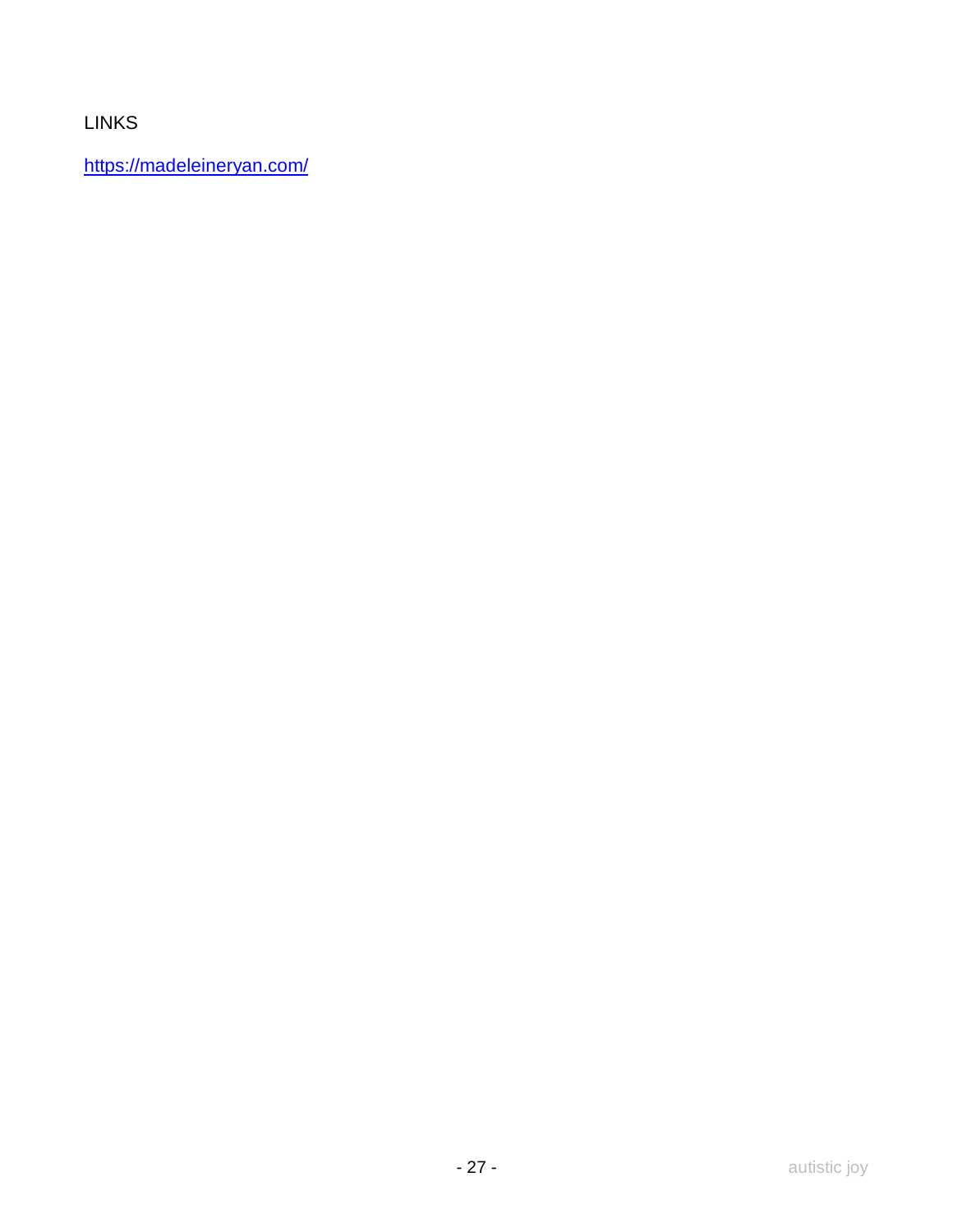LINKS

https://madeleineryan.com/